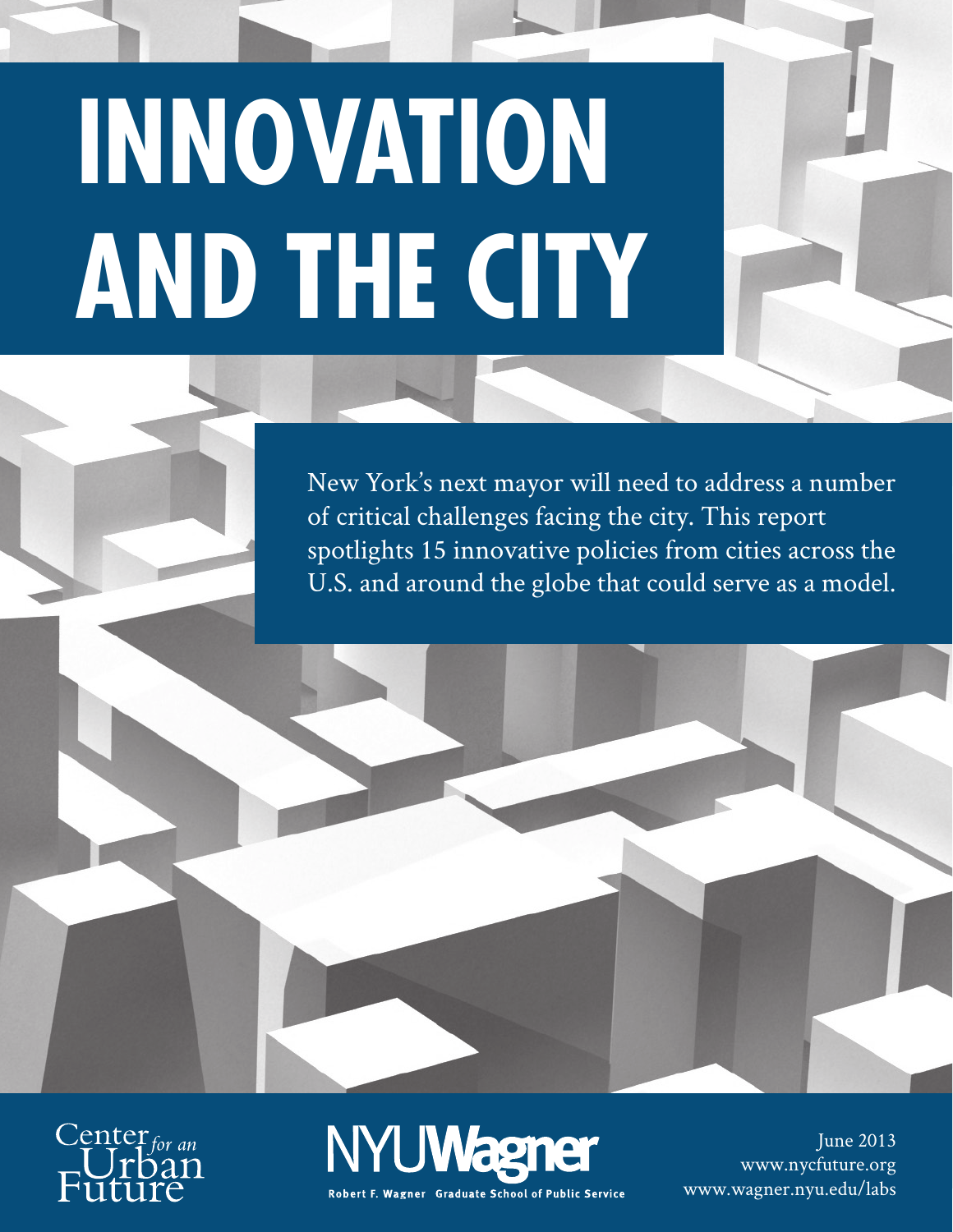# INNOVATION AND THE CITY

New York's next mayor will need to address a number of critical challenges facing the city. This report spotlights 15 innovative policies from cities across the U.S. and around the globe that could serve as a model.

Center for an Urban Future

NYU Wagner
Robert F. Wagner Graduate School of Public Service

June 2013
www.nycfuture.org
www.wagner.nyu.edu/labs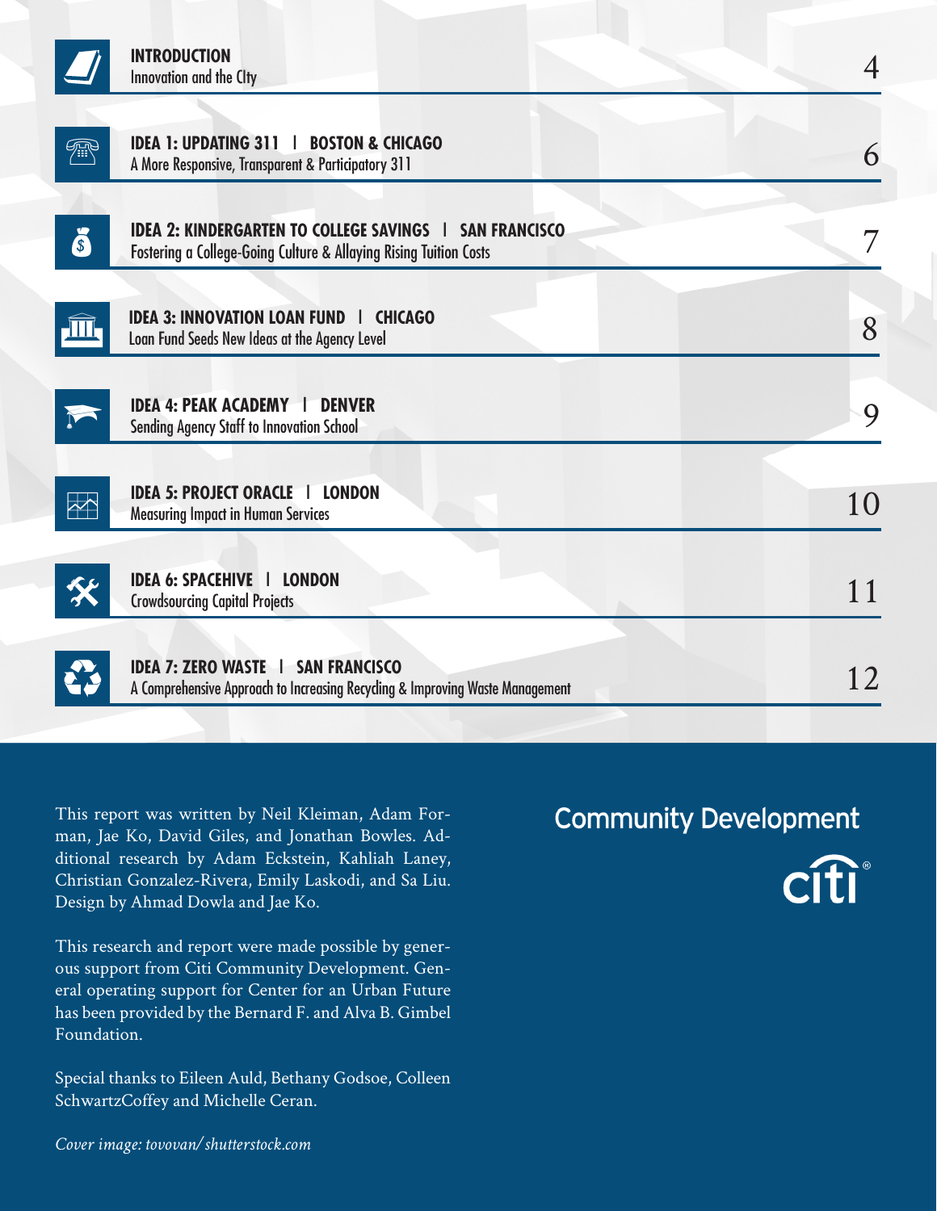| | | |
|---|---|---|
| **INTRODUCTION** | Innovation and the CIty | 4 |
| **IDEA 1: UPDATING 311 \| BOSTON & CHICAGO** | A More Responsive, Transparent & Participatory 311 | 6 |
| **IDEA 2: KINDERGARTEN TO COLLEGE SAVINGS \| SAN FRANCISCO** | Fostering a College-Going Culture & Allaying Rising Tuition Costs | 7 |
| **IDEA 3: INNOVATION LOAN FUND \| CHICAGO** | Loan Fund Seeds New Ideas at the Agency Level | 8 |
| **IDEA 4: PEAK ACADEMY \| DENVER** | Sending Agency Staff to Innovation School | 9 |
| **IDEA 5: PROJECT ORACLE \| LONDON** | Measuring Impact in Human Services | 10 |
| **IDEA 6: SPACEHIVE \| LONDON** | Crowdsourcing Capital Projects | 11 |
| **IDEA 7: ZERO WASTE \| SAN FRANCISCO** | A Comprehensive Approach to Increasing Recycling & Improving Waste Management | 12 |

This report was written by Neil Kleiman, Adam Forman, Jae Ko, David Giles, and Jonathan Bowles. Additional research by Adam Eckstein, Kahliah Laney, Christian Gonzalez-Rivera, Emily Laskodi, and Sa Liu. Design by Ahmad Dowla and Jae Ko.

This research and report were made possible by generous support from Citi Community Development. General operating support for Center for an Urban Future has been provided by the Bernard F. and Alva B. Gimbel Foundation.

Special thanks to Eileen Auld, Bethany Godsoe, Colleen SchwartzCoffey and Michelle Ceran.

*Cover image: tovovan/shutterstock.com*

Community Development

citi®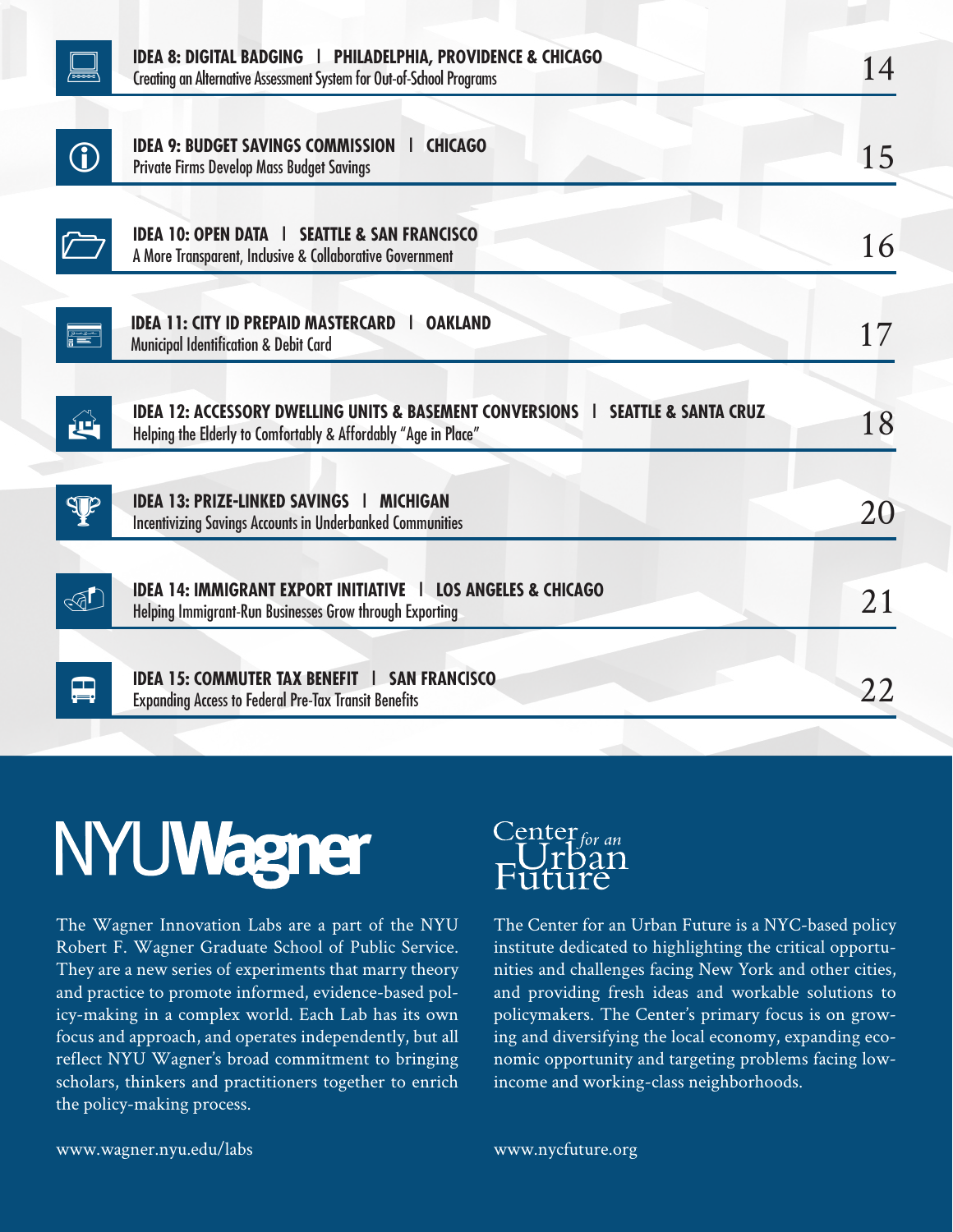**IDEA 8: DIGITAL BADGING | PHILADELPHIA, PROVIDENCE & CHICAGO**
Creating an Alternative Assessment System for Out-of-School Programs — 14

**IDEA 9: BUDGET SAVINGS COMMISSION | CHICAGO**
Private Firms Develop Mass Budget Savings — 15

**IDEA 10: OPEN DATA | SEATTLE & SAN FRANCISCO**
A More Transparent, Inclusive & Collaborative Government — 16

**IDEA 11: CITY ID PREPAID MASTERCARD | OAKLAND**
Municipal Identification & Debit Card — 17

**IDEA 12: ACCESSORY DWELLING UNITS & BASEMENT CONVERSIONS | SEATTLE & SANTA CRUZ**
Helping the Elderly to Comfortably & Affordably "Age in Place" — 18

**IDEA 13: PRIZE-LINKED SAVINGS | MICHIGAN**
Incentivizing Savings Accounts in Underbanked Communities — 20

**IDEA 14: IMMIGRANT EXPORT INITIATIVE | LOS ANGELES & CHICAGO**
Helping Immigrant-Run Businesses Grow through Exporting — 21

**IDEA 15: COMMUTER TAX BENEFIT | SAN FRANCISCO**
Expanding Access to Federal Pre-Tax Transit Benefits — 22

## NYU Wagner

The Wagner Innovation Labs are a part of the NYU Robert F. Wagner Graduate School of Public Service. They are a new series of experiments that marry theory and practice to promote informed, evidence-based policy-making in a complex world. Each Lab has its own focus and approach, and operates independently, but all reflect NYU Wagner's broad commitment to bringing scholars, thinkers and practitioners together to enrich the policy-making process.

www.wagner.nyu.edu/labs

## Center for an Urban Future

The Center for an Urban Future is a NYC-based policy institute dedicated to highlighting the critical opportunities and challenges facing New York and other cities, and providing fresh ideas and workable solutions to policymakers. The Center's primary focus is on growing and diversifying the local economy, expanding economic opportunity and targeting problems facing low-income and working-class neighborhoods.

www.nycfuture.org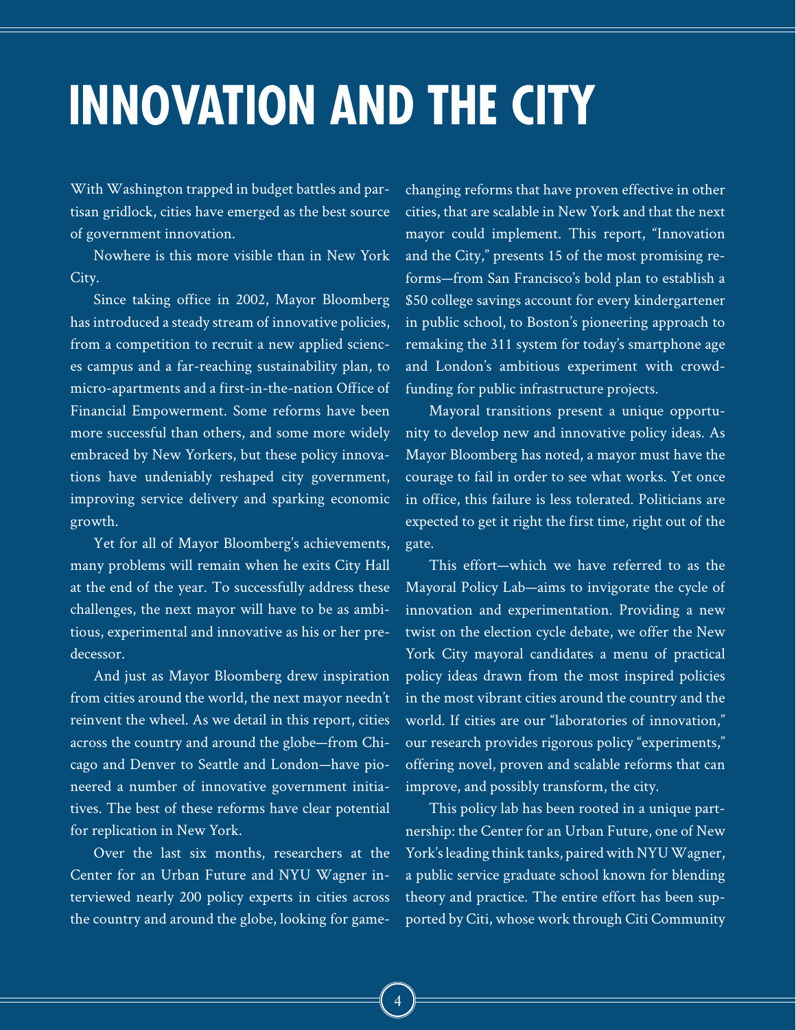# INNOVATION AND THE CITY

With Washington trapped in budget battles and partisan gridlock, cities have emerged as the best source of government innovation.

Nowhere is this more visible than in New York City.

Since taking office in 2002, Mayor Bloomberg has introduced a steady stream of innovative policies, from a competition to recruit a new applied sciences campus and a far-reaching sustainability plan, to micro-apartments and a first-in-the-nation Office of Financial Empowerment. Some reforms have been more successful than others, and some more widely embraced by New Yorkers, but these policy innovations have undeniably reshaped city government, improving service delivery and sparking economic growth.

Yet for all of Mayor Bloomberg's achievements, many problems will remain when he exits City Hall at the end of the year. To successfully address these challenges, the next mayor will have to be as ambitious, experimental and innovative as his or her predecessor.

And just as Mayor Bloomberg drew inspiration from cities around the world, the next mayor needn't reinvent the wheel. As we detail in this report, cities across the country and around the globe—from Chicago and Denver to Seattle and London—have pioneered a number of innovative government initiatives. The best of these reforms have clear potential for replication in New York.

Over the last six months, researchers at the Center for an Urban Future and NYU Wagner interviewed nearly 200 policy experts in cities across the country and around the globe, looking for game-changing reforms that have proven effective in other cities, that are scalable in New York and that the next mayor could implement. This report, "Innovation and the City," presents 15 of the most promising reforms—from San Francisco's bold plan to establish a $50 college savings account for every kindergartener in public school, to Boston's pioneering approach to remaking the 311 system for today's smartphone age and London's ambitious experiment with crowd-funding for public infrastructure projects.

Mayoral transitions present a unique opportunity to develop new and innovative policy ideas. As Mayor Bloomberg has noted, a mayor must have the courage to fail in order to see what works. Yet once in office, this failure is less tolerated. Politicians are expected to get it right the first time, right out of the gate.

This effort—which we have referred to as the Mayoral Policy Lab—aims to invigorate the cycle of innovation and experimentation. Providing a new twist on the election cycle debate, we offer the New York City mayoral candidates a menu of practical policy ideas drawn from the most inspired policies in the most vibrant cities around the country and the world. If cities are our "laboratories of innovation," our research provides rigorous policy "experiments," offering novel, proven and scalable reforms that can improve, and possibly transform, the city.

This policy lab has been rooted in a unique partnership: the Center for an Urban Future, one of New York's leading think tanks, paired with NYU Wagner, a public service graduate school known for blending theory and practice. The entire effort has been supported by Citi, whose work through Citi Community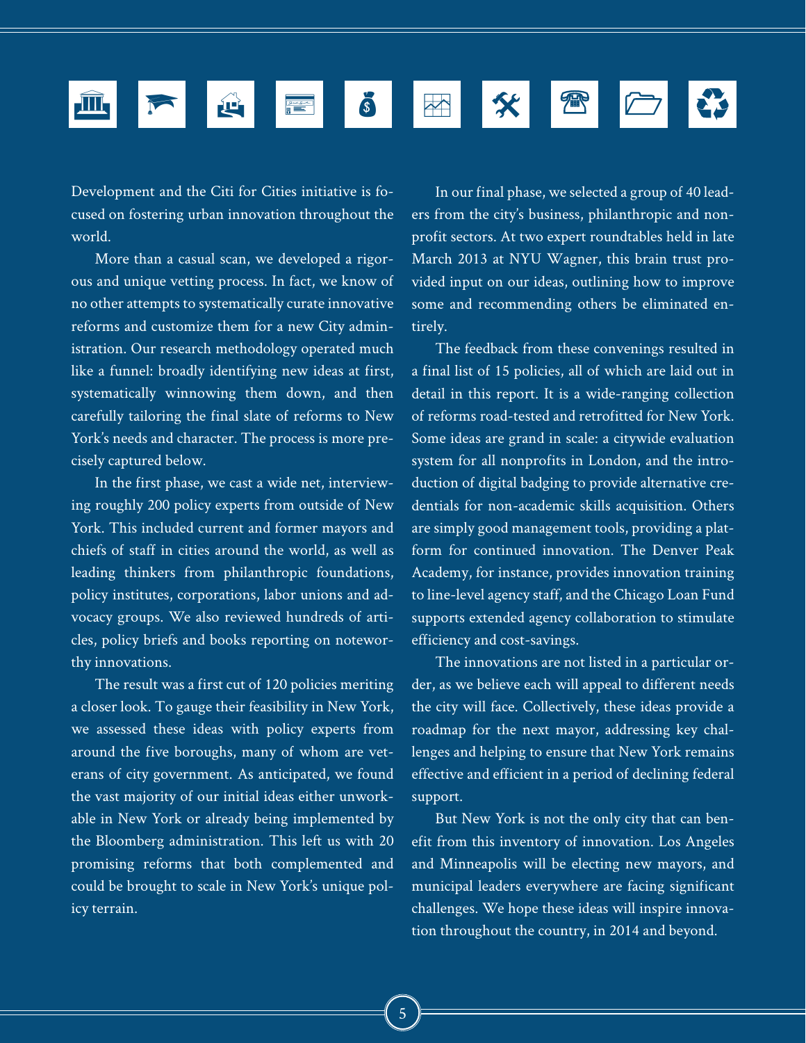Development and the Citi for Cities initiative is focused on fostering urban innovation throughout the world.

More than a casual scan, we developed a rigorous and unique vetting process. In fact, we know of no other attempts to systematically curate innovative reforms and customize them for a new City administration. Our research methodology operated much like a funnel: broadly identifying new ideas at first, systematically winnowing them down, and then carefully tailoring the final slate of reforms to New York's needs and character. The process is more precisely captured below.

In the first phase, we cast a wide net, interviewing roughly 200 policy experts from outside of New York. This included current and former mayors and chiefs of staff in cities around the world, as well as leading thinkers from philanthropic foundations, policy institutes, corporations, labor unions and advocacy groups. We also reviewed hundreds of articles, policy briefs and books reporting on noteworthy innovations.

The result was a first cut of 120 policies meriting a closer look. To gauge their feasibility in New York, we assessed these ideas with policy experts from around the five boroughs, many of whom are veterans of city government. As anticipated, we found the vast majority of our initial ideas either unworkable in New York or already being implemented by the Bloomberg administration. This left us with 20 promising reforms that both complemented and could be brought to scale in New York's unique policy terrain.

In our final phase, we selected a group of 40 leaders from the city's business, philanthropic and nonprofit sectors. At two expert roundtables held in late March 2013 at NYU Wagner, this brain trust provided input on our ideas, outlining how to improve some and recommending others be eliminated entirely.

The feedback from these convenings resulted in a final list of 15 policies, all of which are laid out in detail in this report. It is a wide-ranging collection of reforms road-tested and retrofitted for New York. Some ideas are grand in scale: a citywide evaluation system for all nonprofits in London, and the introduction of digital badging to provide alternative credentials for non-academic skills acquisition. Others are simply good management tools, providing a platform for continued innovation. The Denver Peak Academy, for instance, provides innovation training to line-level agency staff, and the Chicago Loan Fund supports extended agency collaboration to stimulate efficiency and cost-savings.

The innovations are not listed in a particular order, as we believe each will appeal to different needs the city will face. Collectively, these ideas provide a roadmap for the next mayor, addressing key challenges and helping to ensure that New York remains effective and efficient in a period of declining federal support.

But New York is not the only city that can benefit from this inventory of innovation. Los Angeles and Minneapolis will be electing new mayors, and municipal leaders everywhere are facing significant challenges. We hope these ideas will inspire innovation throughout the country, in 2014 and beyond.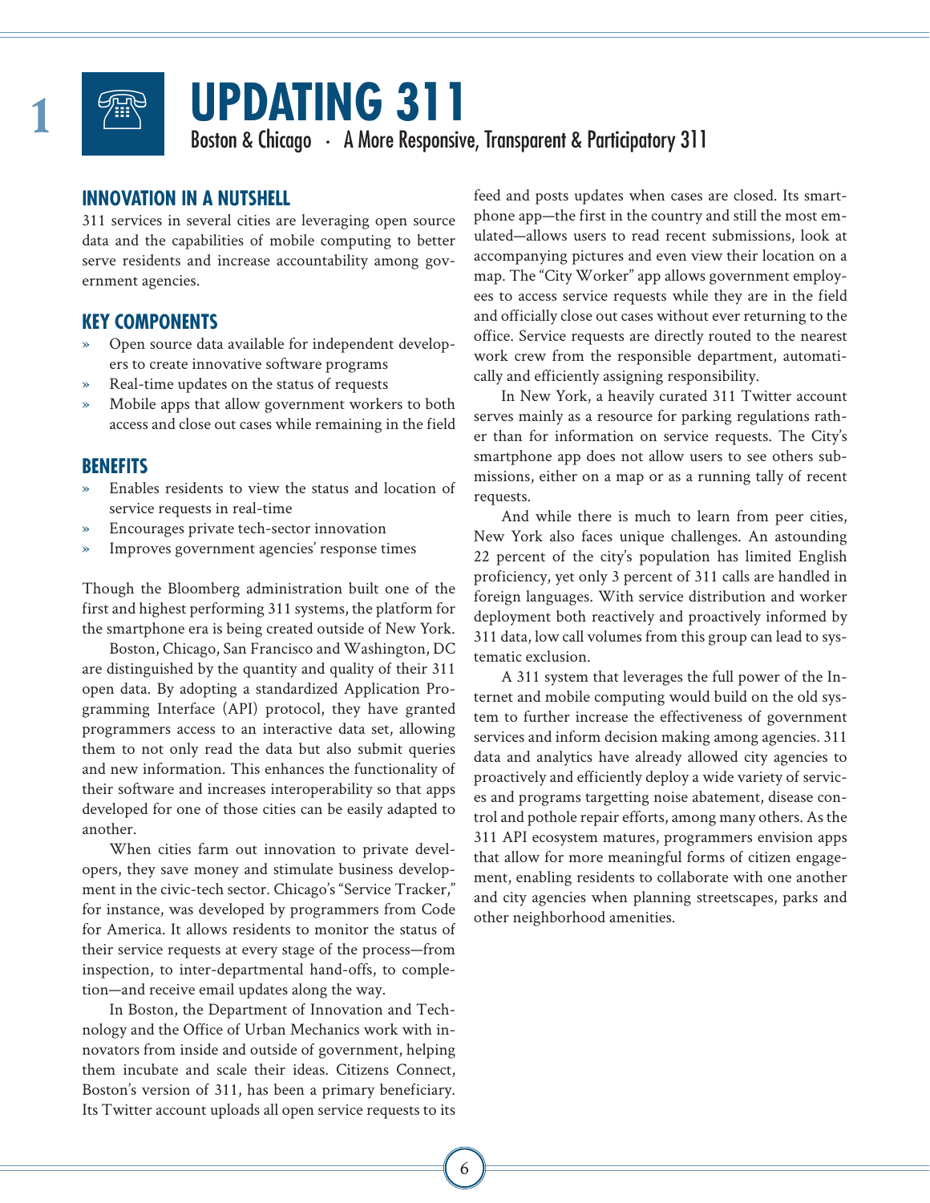# 1 UPDATING 311

Boston & Chicago · A More Responsive, Transparent & Participatory 311

## INNOVATION IN A NUTSHELL

311 services in several cities are leveraging open source data and the capabilities of mobile computing to better serve residents and increase accountability among government agencies.

## KEY COMPONENTS

- Open source data available for independent developers to create innovative software programs
- Real-time updates on the status of requests
- Mobile apps that allow government workers to both access and close out cases while remaining in the field

## BENEFITS

- Enables residents to view the status and location of service requests in real-time
- Encourages private tech-sector innovation
- Improves government agencies' response times

Though the Bloomberg administration built one of the first and highest performing 311 systems, the platform for the smartphone era is being created outside of New York.

Boston, Chicago, San Francisco and Washington, DC are distinguished by the quantity and quality of their 311 open data. By adopting a standardized Application Programming Interface (API) protocol, they have granted programmers access to an interactive data set, allowing them to not only read the data but also submit queries and new information. This enhances the functionality of their software and increases interoperability so that apps developed for one of those cities can be easily adapted to another.

When cities farm out innovation to private developers, they save money and stimulate business development in the civic-tech sector. Chicago's "Service Tracker," for instance, was developed by programmers from Code for America. It allows residents to monitor the status of their service requests at every stage of the process—from inspection, to inter-departmental hand-offs, to completion—and receive email updates along the way.

In Boston, the Department of Innovation and Technology and the Office of Urban Mechanics work with innovators from inside and outside of government, helping them incubate and scale their ideas. Citizens Connect, Boston's version of 311, has been a primary beneficiary. Its Twitter account uploads all open service requests to its feed and posts updates when cases are closed. Its smartphone app—the first in the country and still the most emulated—allows users to read recent submissions, look at accompanying pictures and even view their location on a map. The "City Worker" app allows government employees to access service requests while they are in the field and officially close out cases without ever returning to the office. Service requests are directly routed to the nearest work crew from the responsible department, automatically and efficiently assigning responsibility.

In New York, a heavily curated 311 Twitter account serves mainly as a resource for parking regulations rather than for information on service requests. The City's smartphone app does not allow users to see others submissions, either on a map or as a running tally of recent requests.

And while there is much to learn from peer cities, New York also faces unique challenges. An astounding 22 percent of the city's population has limited English proficiency, yet only 3 percent of 311 calls are handled in foreign languages. With service distribution and worker deployment both reactively and proactively informed by 311 data, low call volumes from this group can lead to systematic exclusion.

A 311 system that leverages the full power of the Internet and mobile computing would build on the old system to further increase the effectiveness of government services and inform decision making among agencies. 311 data and analytics have already allowed city agencies to proactively and efficiently deploy a wide variety of services and programs targetting noise abatement, disease control and pothole repair efforts, among many others. As the 311 API ecosystem matures, programmers envision apps that allow for more meaningful forms of citizen engagement, enabling residents to collaborate with one another and city agencies when planning streetscapes, parks and other neighborhood amenities.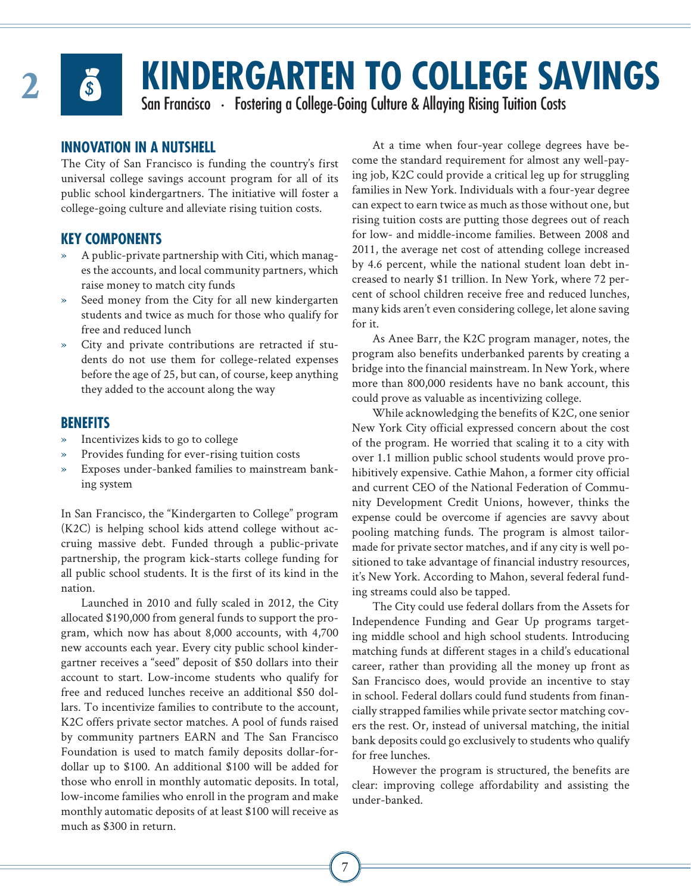# 2 KINDERGARTEN TO COLLEGE SAVINGS

San Francisco · Fostering a College-Going Culture & Allaying Rising Tuition Costs

## INNOVATION IN A NUTSHELL

The City of San Francisco is funding the country's first universal college savings account program for all of its public school kindergartners. The initiative will foster a college-going culture and alleviate rising tuition costs.

## KEY COMPONENTS

- A public-private partnership with Citi, which manages the accounts, and local community partners, which raise money to match city funds
- Seed money from the City for all new kindergarten students and twice as much for those who qualify for free and reduced lunch
- City and private contributions are retracted if students do not use them for college-related expenses before the age of 25, but can, of course, keep anything they added to the account along the way

## BENEFITS

- Incentivizes kids to go to college
- Provides funding for ever-rising tuition costs
- Exposes under-banked families to mainstream banking system

In San Francisco, the "Kindergarten to College" program (K2C) is helping school kids attend college without accruing massive debt. Funded through a public-private partnership, the program kick-starts college funding for all public school students. It is the first of its kind in the nation.

Launched in 2010 and fully scaled in 2012, the City allocated $190,000 from general funds to support the program, which now has about 8,000 accounts, with 4,700 new accounts each year. Every city public school kindergartner receives a "seed" deposit of $50 dollars into their account to start. Low-income students who qualify for free and reduced lunches receive an additional $50 dollars. To incentivize families to contribute to the account, K2C offers private sector matches. A pool of funds raised by community partners EARN and The San Francisco Foundation is used to match family deposits dollar-for-dollar up to $100. An additional $100 will be added for those who enroll in monthly automatic deposits. In total, low-income families who enroll in the program and make monthly automatic deposits of at least $100 will receive as much as $300 in return.

At a time when four-year college degrees have become the standard requirement for almost any well-paying job, K2C could provide a critical leg up for struggling families in New York. Individuals with a four-year degree can expect to earn twice as much as those without one, but rising tuition costs are putting those degrees out of reach for low- and middle-income families. Between 2008 and 2011, the average net cost of attending college increased by 4.6 percent, while the national student loan debt increased to nearly $1 trillion. In New York, where 72 percent of school children receive free and reduced lunches, many kids aren't even considering college, let alone saving for it.

As Anee Barr, the K2C program manager, notes, the program also benefits underbanked parents by creating a bridge into the financial mainstream. In New York, where more than 800,000 residents have no bank account, this could prove as valuable as incentivizing college.

While acknowledging the benefits of K2C, one senior New York City official expressed concern about the cost of the program. He worried that scaling it to a city with over 1.1 million public school students would prove prohibitively expensive. Cathie Mahon, a former city official and current CEO of the National Federation of Community Development Credit Unions, however, thinks the expense could be overcome if agencies are savvy about pooling matching funds. The program is almost tailor-made for private sector matches, and if any city is well positioned to take advantage of financial industry resources, it's New York. According to Mahon, several federal funding streams could also be tapped.

The City could use federal dollars from the Assets for Independence Funding and Gear Up programs targeting middle school and high school students. Introducing matching funds at different stages in a child's educational career, rather than providing all the money up front as San Francisco does, would provide an incentive to stay in school. Federal dollars could fund students from financially strapped families while private sector matching covers the rest. Or, instead of universal matching, the initial bank deposits could go exclusively to students who qualify for free lunches.

However the program is structured, the benefits are clear: improving college affordability and assisting the under-banked.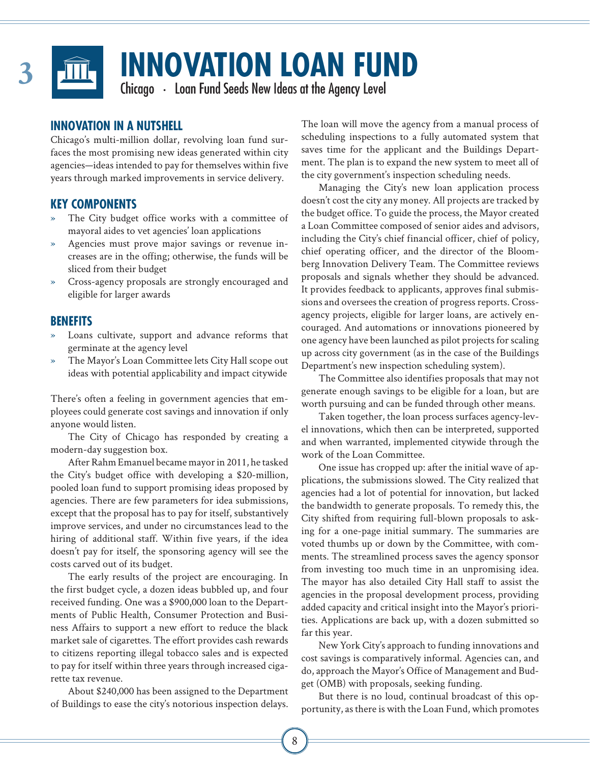# 3 INNOVATION LOAN FUND

Chicago · Loan Fund Seeds New Ideas at the Agency Level

## INNOVATION IN A NUTSHELL

Chicago's multi-million dollar, revolving loan fund surfaces the most promising new ideas generated within city agencies—ideas intended to pay for themselves within five years through marked improvements in service delivery.

## KEY COMPONENTS

- The City budget office works with a committee of mayoral aides to vet agencies' loan applications
- Agencies must prove major savings or revenue increases are in the offing; otherwise, the funds will be sliced from their budget
- Cross-agency proposals are strongly encouraged and eligible for larger awards

## BENEFITS

- Loans cultivate, support and advance reforms that germinate at the agency level
- The Mayor's Loan Committee lets City Hall scope out ideas with potential applicability and impact citywide

There's often a feeling in government agencies that employees could generate cost savings and innovation if only anyone would listen.

The City of Chicago has responded by creating a modern-day suggestion box.

After Rahm Emanuel became mayor in 2011, he tasked the City's budget office with developing a $20-million, pooled loan fund to support promising ideas proposed by agencies. There are few parameters for idea submissions, except that the proposal has to pay for itself, substantively improve services, and under no circumstances lead to the hiring of additional staff. Within five years, if the idea doesn't pay for itself, the sponsoring agency will see the costs carved out of its budget.

The early results of the project are encouraging. In the first budget cycle, a dozen ideas bubbled up, and four received funding. One was a $900,000 loan to the Departments of Public Health, Consumer Protection and Business Affairs to support a new effort to reduce the black market sale of cigarettes. The effort provides cash rewards to citizens reporting illegal tobacco sales and is expected to pay for itself within three years through increased cigarette tax revenue.

About $240,000 has been assigned to the Department of Buildings to ease the city's notorious inspection delays. The loan will move the agency from a manual process of scheduling inspections to a fully automated system that saves time for the applicant and the Buildings Department. The plan is to expand the new system to meet all of the city government's inspection scheduling needs.

Managing the City's new loan application process doesn't cost the city any money. All projects are tracked by the budget office. To guide the process, the Mayor created a Loan Committee composed of senior aides and advisors, including the City's chief financial officer, chief of policy, chief operating officer, and the director of the Bloomberg Innovation Delivery Team. The Committee reviews proposals and signals whether they should be advanced. It provides feedback to applicants, approves final submissions and oversees the creation of progress reports. Cross-agency projects, eligible for larger loans, are actively encouraged. And automations or innovations pioneered by one agency have been launched as pilot projects for scaling up across city government (as in the case of the Buildings Department's new inspection scheduling system).

The Committee also identifies proposals that may not generate enough savings to be eligible for a loan, but are worth pursuing and can be funded through other means.

Taken together, the loan process surfaces agency-level innovations, which then can be interpreted, supported and when warranted, implemented citywide through the work of the Loan Committee.

One issue has cropped up: after the initial wave of applications, the submissions slowed. The City realized that agencies had a lot of potential for innovation, but lacked the bandwidth to generate proposals. To remedy this, the City shifted from requiring full-blown proposals to asking for a one-page initial summary. The summaries are voted thumbs up or down by the Committee, with comments. The streamlined process saves the agency sponsor from investing too much time in an unpromising idea. The mayor has also detailed City Hall staff to assist the agencies in the proposal development process, providing added capacity and critical insight into the Mayor's priorities. Applications are back up, with a dozen submitted so far this year.

New York City's approach to funding innovations and cost savings is comparatively informal. Agencies can, and do, approach the Mayor's Office of Management and Budget (OMB) with proposals, seeking funding.

But there is no loud, continual broadcast of this opportunity, as there is with the Loan Fund, which promotes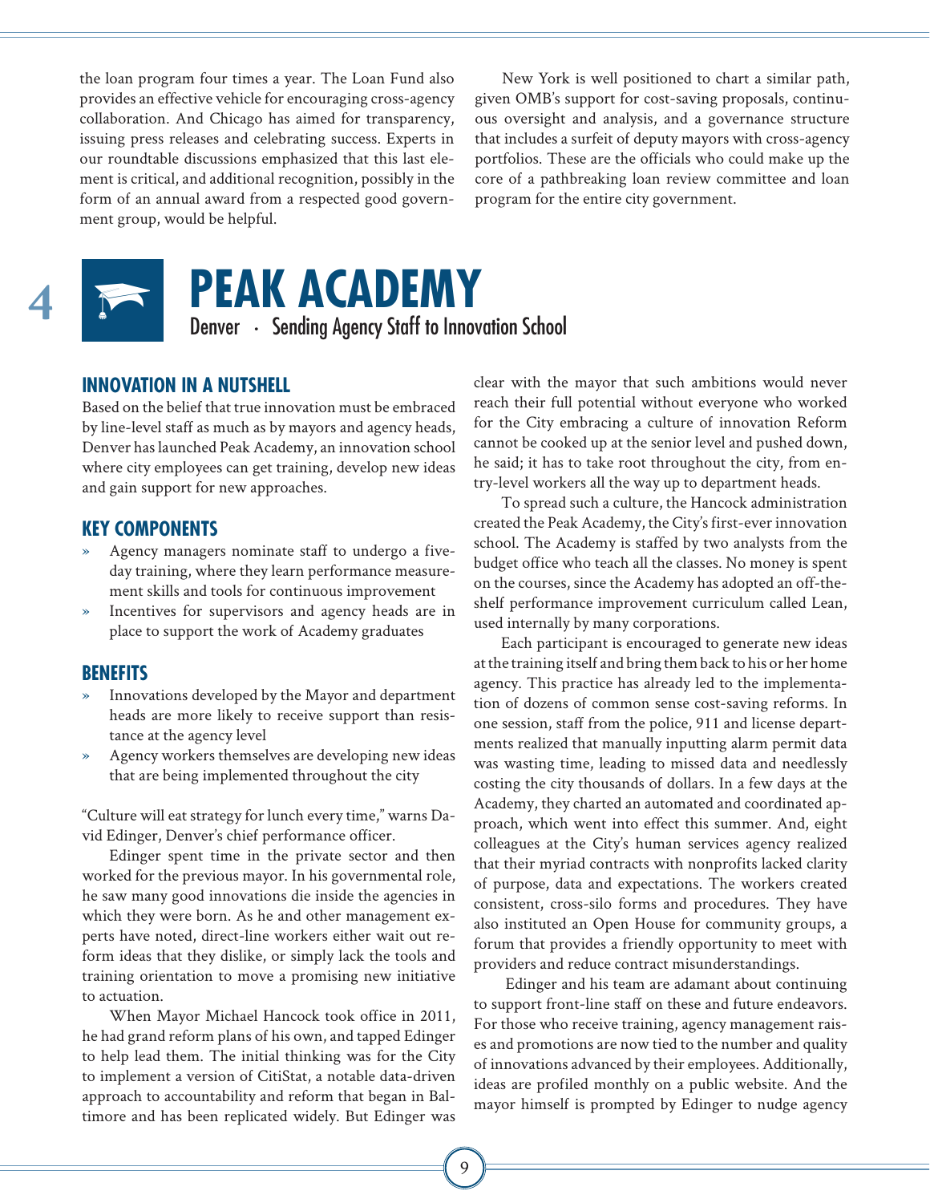the loan program four times a year. The Loan Fund also provides an effective vehicle for encouraging cross-agency collaboration. And Chicago has aimed for transparency, issuing press releases and celebrating success. Experts in our roundtable discussions emphasized that this last element is critical, and additional recognition, possibly in the form of an annual award from a respected good government group, would be helpful.

New York is well positioned to chart a similar path, given OMB's support for cost-saving proposals, continuous oversight and analysis, and a governance structure that includes a surfeit of deputy mayors with cross-agency portfolios. These are the officials who could make up the core of a pathbreaking loan review committee and loan program for the entire city government.

# 4 PEAK ACADEMY

Denver · Sending Agency Staff to Innovation School

## INNOVATION IN A NUTSHELL

Based on the belief that true innovation must be embraced by line-level staff as much as by mayors and agency heads, Denver has launched Peak Academy, an innovation school where city employees can get training, develop new ideas and gain support for new approaches.

## KEY COMPONENTS

- Agency managers nominate staff to undergo a five-day training, where they learn performance measurement skills and tools for continuous improvement
- Incentives for supervisors and agency heads are in place to support the work of Academy graduates

## BENEFITS

- Innovations developed by the Mayor and department heads are more likely to receive support than resistance at the agency level
- Agency workers themselves are developing new ideas that are being implemented throughout the city

"Culture will eat strategy for lunch every time," warns David Edinger, Denver's chief performance officer.

Edinger spent time in the private sector and then worked for the previous mayor. In his governmental role, he saw many good innovations die inside the agencies in which they were born. As he and other management experts have noted, direct-line workers either wait out reform ideas that they dislike, or simply lack the tools and training orientation to move a promising new initiative to actuation.

When Mayor Michael Hancock took office in 2011, he had grand reform plans of his own, and tapped Edinger to help lead them. The initial thinking was for the City to implement a version of CitiStat, a notable data-driven approach to accountability and reform that began in Baltimore and has been replicated widely. But Edinger was clear with the mayor that such ambitions would never reach their full potential without everyone who worked for the City embracing a culture of innovation Reform cannot be cooked up at the senior level and pushed down, he said; it has to take root throughout the city, from entry-level workers all the way up to department heads.

To spread such a culture, the Hancock administration created the Peak Academy, the City's first-ever innovation school. The Academy is staffed by two analysts from the budget office who teach all the classes. No money is spent on the courses, since the Academy has adopted an off-the-shelf performance improvement curriculum called Lean, used internally by many corporations.

Each participant is encouraged to generate new ideas at the training itself and bring them back to his or her home agency. This practice has already led to the implementation of dozens of common sense cost-saving reforms. In one session, staff from the police, 911 and license departments realized that manually inputting alarm permit data was wasting time, leading to missed data and needlessly costing the city thousands of dollars. In a few days at the Academy, they charted an automated and coordinated approach, which went into effect this summer. And, eight colleagues at the City's human services agency realized that their myriad contracts with nonprofits lacked clarity of purpose, data and expectations. The workers created consistent, cross-silo forms and procedures. They have also instituted an Open House for community groups, a forum that provides a friendly opportunity to meet with providers and reduce contract misunderstandings.

Edinger and his team are adamant about continuing to support front-line staff on these and future endeavors. For those who receive training, agency management raises and promotions are now tied to the number and quality of innovations advanced by their employees. Additionally, ideas are profiled monthly on a public website. And the mayor himself is prompted by Edinger to nudge agency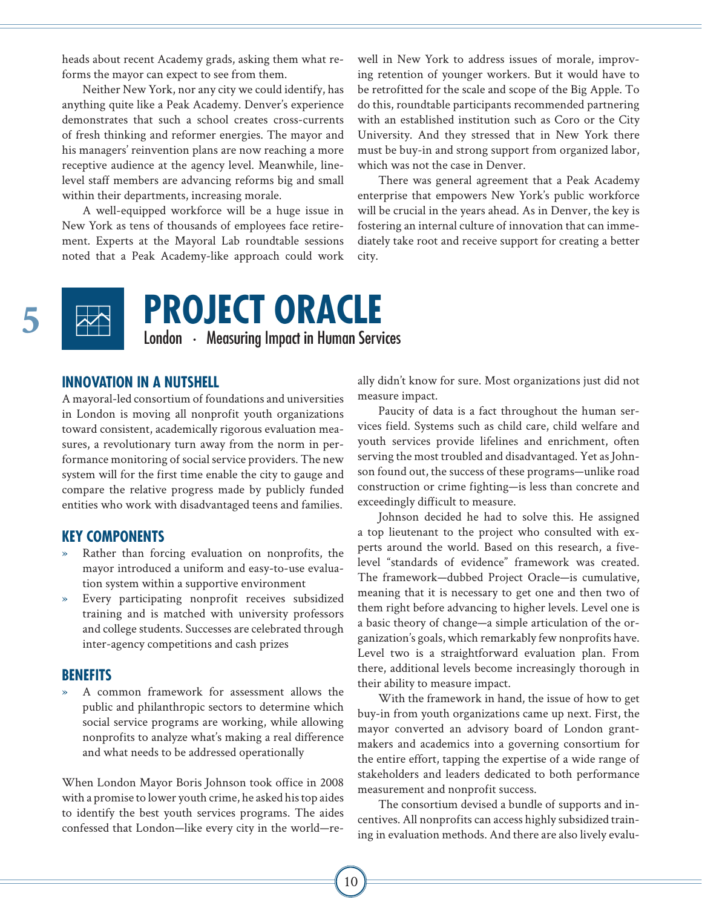heads about recent Academy grads, asking them what reforms the mayor can expect to see from them.

Neither New York, nor any city we could identify, has anything quite like a Peak Academy. Denver's experience demonstrates that such a school creates cross-currents of fresh thinking and reformer energies. The mayor and his managers' reinvention plans are now reaching a more receptive audience at the agency level. Meanwhile, line-level staff members are advancing reforms big and small within their departments, increasing morale.

A well-equipped workforce will be a huge issue in New York as tens of thousands of employees face retirement. Experts at the Mayoral Lab roundtable sessions noted that a Peak Academy-like approach could work well in New York to address issues of morale, improving retention of younger workers. But it would have to be retrofitted for the scale and scope of the Big Apple. To do this, roundtable participants recommended partnering with an established institution such as Coro or the City University. And they stressed that in New York there must be buy-in and strong support from organized labor, which was not the case in Denver.

There was general agreement that a Peak Academy enterprise that empowers New York's public workforce will be crucial in the years ahead. As in Denver, the key is fostering an internal culture of innovation that can immediately take root and receive support for creating a better city.

# 5 PROJECT ORACLE

London · Measuring Impact in Human Services

## INNOVATION IN A NUTSHELL

A mayoral-led consortium of foundations and universities in London is moving all nonprofit youth organizations toward consistent, academically rigorous evaluation measures, a revolutionary turn away from the norm in performance monitoring of social service providers. The new system will for the first time enable the city to gauge and compare the relative progress made by publicly funded entities who work with disadvantaged teens and families.

## KEY COMPONENTS

- Rather than forcing evaluation on nonprofits, the mayor introduced a uniform and easy-to-use evaluation system within a supportive environment
- Every participating nonprofit receives subsidized training and is matched with university professors and college students. Successes are celebrated through inter-agency competitions and cash prizes

## BENEFITS

- A common framework for assessment allows the public and philanthropic sectors to determine which social service programs are working, while allowing nonprofits to analyze what's making a real difference and what needs to be addressed operationally

When London Mayor Boris Johnson took office in 2008 with a promise to lower youth crime, he asked his top aides to identify the best youth services programs. The aides confessed that London—like every city in the world—really didn't know for sure. Most organizations just did not measure impact.

Paucity of data is a fact throughout the human services field. Systems such as child care, child welfare and youth services provide lifelines and enrichment, often serving the most troubled and disadvantaged. Yet as Johnson found out, the success of these programs—unlike road construction or crime fighting—is less than concrete and exceedingly difficult to measure.

Johnson decided he had to solve this. He assigned a top lieutenant to the project who consulted with experts around the world. Based on this research, a five-level "standards of evidence" framework was created. The framework—dubbed Project Oracle—is cumulative, meaning that it is necessary to get one and then two of them right before advancing to higher levels. Level one is a basic theory of change—a simple articulation of the organization's goals, which remarkably few nonprofits have. Level two is a straightforward evaluation plan. From there, additional levels become increasingly thorough in their ability to measure impact.

With the framework in hand, the issue of how to get buy-in from youth organizations came up next. First, the mayor converted an advisory board of London grantmakers and academics into a governing consortium for the entire effort, tapping the expertise of a wide range of stakeholders and leaders dedicated to both performance measurement and nonprofit success.

The consortium devised a bundle of supports and incentives. All nonprofits can access highly subsidized training in evaluation methods. And there are also lively evalu-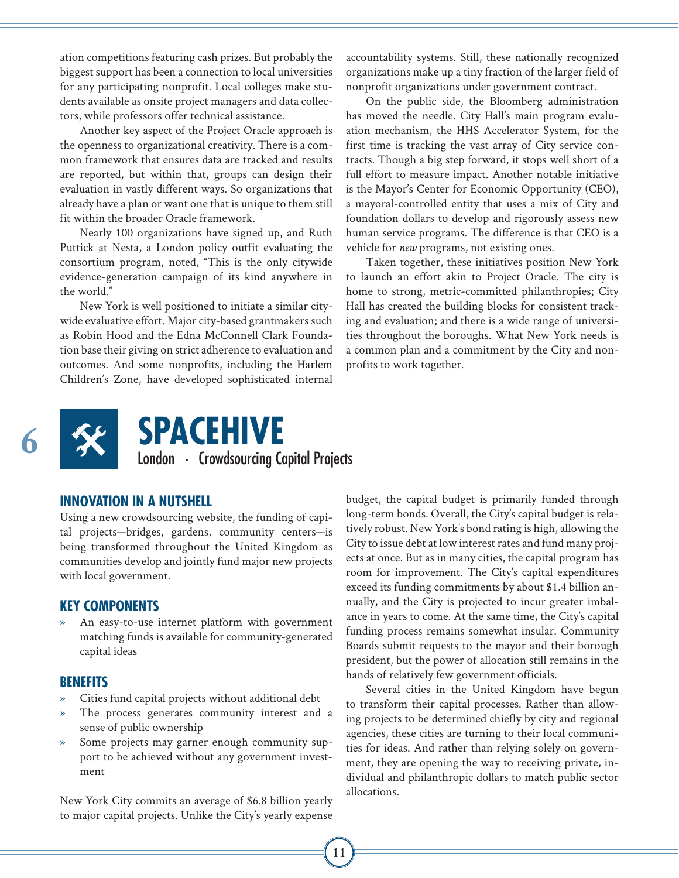ation competitions featuring cash prizes. But probably the biggest support has been a connection to local universities for any participating nonprofit. Local colleges make students available as onsite project managers and data collectors, while professors offer technical assistance.

Another key aspect of the Project Oracle approach is the openness to organizational creativity. There is a common framework that ensures data are tracked and results are reported, but within that, groups can design their evaluation in vastly different ways. So organizations that already have a plan or want one that is unique to them still fit within the broader Oracle framework.

Nearly 100 organizations have signed up, and Ruth Puttick at Nesta, a London policy outfit evaluating the consortium program, noted, "This is the only citywide evidence-generation campaign of its kind anywhere in the world."

New York is well positioned to initiate a similar citywide evaluative effort. Major city-based grantmakers such as Robin Hood and the Edna McConnell Clark Foundation base their giving on strict adherence to evaluation and outcomes. And some nonprofits, including the Harlem Children's Zone, have developed sophisticated internal accountability systems. Still, these nationally recognized organizations make up a tiny fraction of the larger field of nonprofit organizations under government contract.

On the public side, the Bloomberg administration has moved the needle. City Hall's main program evaluation mechanism, the HHS Accelerator System, for the first time is tracking the vast array of City service contracts. Though a big step forward, it stops well short of a full effort to measure impact. Another notable initiative is the Mayor's Center for Economic Opportunity (CEO), a mayoral-controlled entity that uses a mix of City and foundation dollars to develop and rigorously assess new human service programs. The difference is that CEO is a vehicle for *new* programs, not existing ones.

Taken together, these initiatives position New York to launch an effort akin to Project Oracle. The city is home to strong, metric-committed philanthropies; City Hall has created the building blocks for consistent tracking and evaluation; and there is a wide range of universities throughout the boroughs. What New York needs is a common plan and a commitment by the City and nonprofits to work together.

# 6 SPACEHIVE

London · Crowdsourcing Capital Projects

### INNOVATION IN A NUTSHELL

Using a new crowdsourcing website, the funding of capital projects—bridges, gardens, community centers—is being transformed throughout the United Kingdom as communities develop and jointly fund major new projects with local government.

### KEY COMPONENTS

- An easy-to-use internet platform with government matching funds is available for community-generated capital ideas

### BENEFITS

- Cities fund capital projects without additional debt
- The process generates community interest and a sense of public ownership
- Some projects may garner enough community support to be achieved without any government investment

New York City commits an average of $6.8 billion yearly to major capital projects. Unlike the City's yearly expense budget, the capital budget is primarily funded through long-term bonds. Overall, the City's capital budget is relatively robust. New York's bond rating is high, allowing the City to issue debt at low interest rates and fund many projects at once. But as in many cities, the capital program has room for improvement. The City's capital expenditures exceed its funding commitments by about $1.4 billion annually, and the City is projected to incur greater imbalance in years to come. At the same time, the City's capital funding process remains somewhat insular. Community Boards submit requests to the mayor and their borough president, but the power of allocation still remains in the hands of relatively few government officials.

Several cities in the United Kingdom have begun to transform their capital processes. Rather than allowing projects to be determined chiefly by city and regional agencies, these cities are turning to their local communities for ideas. And rather than relying solely on government, they are opening the way to receiving private, individual and philanthropic dollars to match public sector allocations.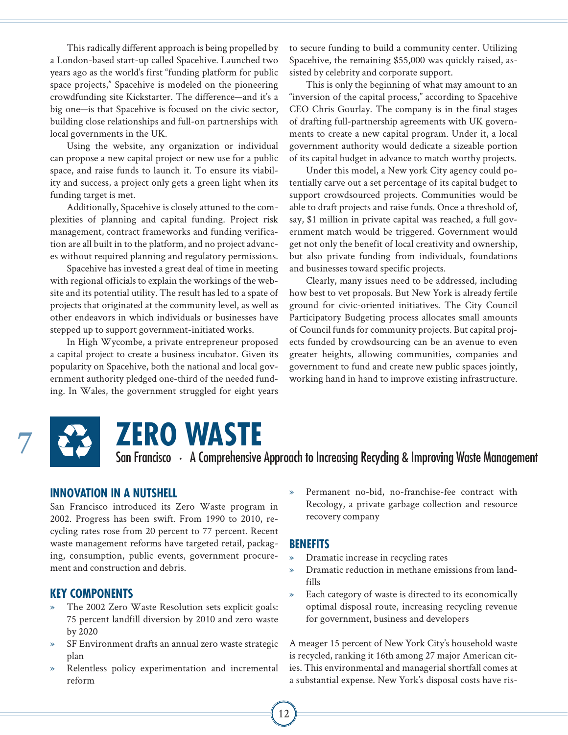This radically different approach is being propelled by a London-based start-up called Spacehive. Launched two years ago as the world's first "funding platform for public space projects," Spacehive is modeled on the pioneering crowdfunding site Kickstarter. The difference—and it's a big one—is that Spacehive is focused on the civic sector, building close relationships and full-on partnerships with local governments in the UK.

Using the website, any organization or individual can propose a new capital project or new use for a public space, and raise funds to launch it. To ensure its viability and success, a project only gets a green light when its funding target is met.

Additionally, Spacehive is closely attuned to the complexities of planning and capital funding. Project risk management, contract frameworks and funding verification are all built in to the platform, and no project advances without required planning and regulatory permissions.

Spacehive has invested a great deal of time in meeting with regional officials to explain the workings of the website and its potential utility. The result has led to a spate of projects that originated at the community level, as well as other endeavors in which individuals or businesses have stepped up to support government-initiated works.

In High Wycombe, a private entrepreneur proposed a capital project to create a business incubator. Given its popularity on Spacehive, both the national and local government authority pledged one-third of the needed funding. In Wales, the government struggled for eight years to secure funding to build a community center. Utilizing Spacehive, the remaining $55,000 was quickly raised, assisted by celebrity and corporate support.

This is only the beginning of what may amount to an "inversion of the capital process," according to Spacehive CEO Chris Gourlay. The company is in the final stages of drafting full-partnership agreements with UK governments to create a new capital program. Under it, a local government authority would dedicate a sizeable portion of its capital budget in advance to match worthy projects.

Under this model, a New york City agency could potentially carve out a set percentage of its capital budget to support crowdsourced projects. Communities would be able to draft projects and raise funds. Once a threshold of, say, $1 million in private capital was reached, a full government match would be triggered. Government would get not only the benefit of local creativity and ownership, but also private funding from individuals, foundations and businesses toward specific projects.

Clearly, many issues need to be addressed, including how best to vet proposals. But New York is already fertile ground for civic-oriented initiatives. The City Council Participatory Budgeting process allocates small amounts of Council funds for community projects. But capital projects funded by crowdsourcing can be an avenue to even greater heights, allowing communities, companies and government to fund and create new public spaces jointly, working hand in hand to improve existing infrastructure.

# 7 ZERO WASTE

San Francisco · A Comprehensive Approach to Increasing Recycling & Improving Waste Management

### INNOVATION IN A NUTSHELL

San Francisco introduced its Zero Waste program in 2002. Progress has been swift. From 1990 to 2010, recycling rates rose from 20 percent to 77 percent. Recent waste management reforms have targeted retail, packaging, consumption, public events, government procurement and construction and debris.

### KEY COMPONENTS

- The 2002 Zero Waste Resolution sets explicit goals: 75 percent landfill diversion by 2010 and zero waste by 2020
- SF Environment drafts an annual zero waste strategic plan
- Relentless policy experimentation and incremental reform
- Permanent no-bid, no-franchise-fee contract with Recology, a private garbage collection and resource recovery company

### BENEFITS

- Dramatic increase in recycling rates
- Dramatic reduction in methane emissions from landfills
- Each category of waste is directed to its economically optimal disposal route, increasing recycling revenue for government, business and developers

A meager 15 percent of New York City's household waste is recycled, ranking it 16th among 27 major American cities. This environmental and managerial shortfall comes at a substantial expense. New York's disposal costs have ris-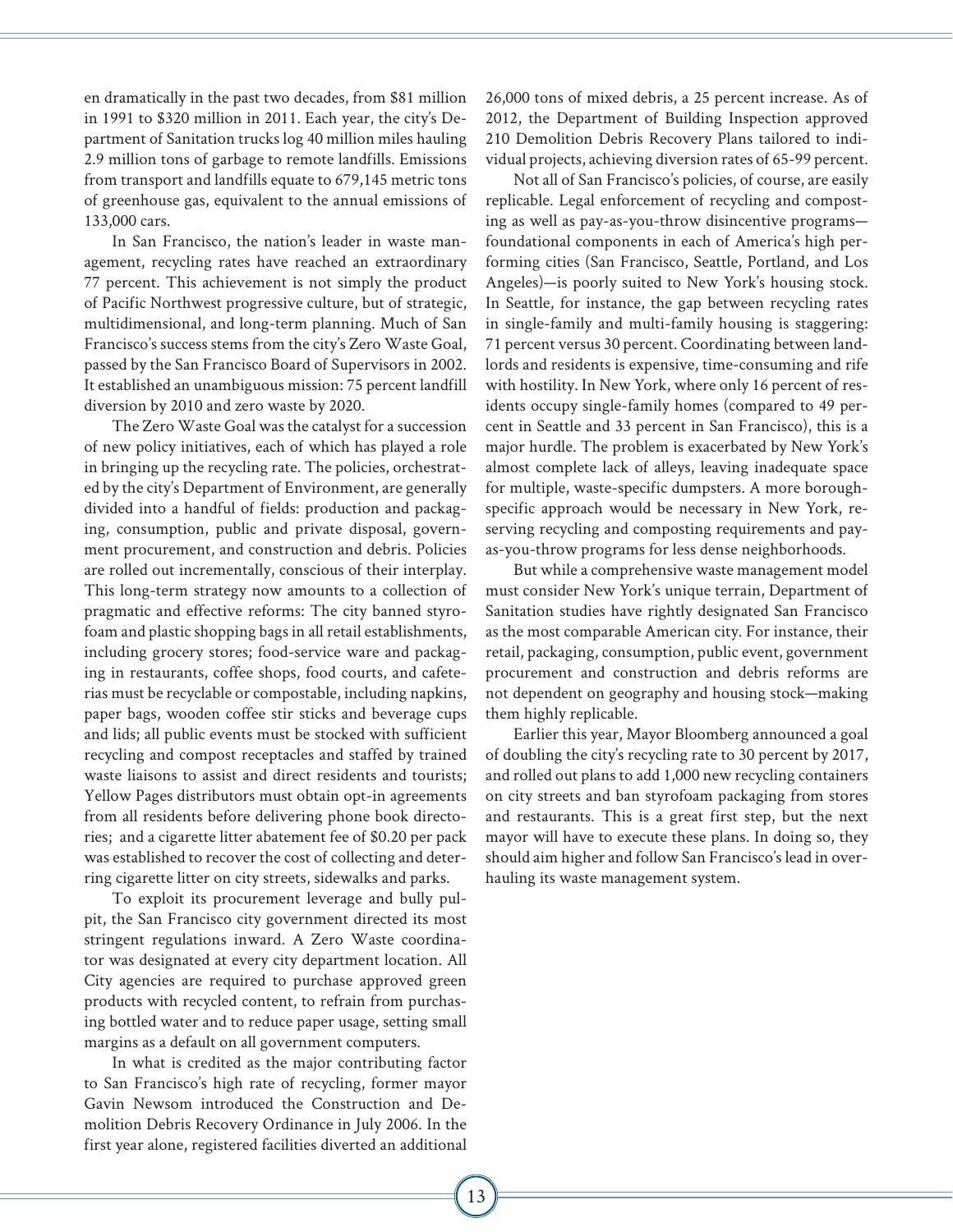en dramatically in the past two decades, from $81 million in 1991 to $320 million in 2011. Each year, the city's Department of Sanitation trucks log 40 million miles hauling 2.9 million tons of garbage to remote landfills. Emissions from transport and landfills equate to 679,145 metric tons of greenhouse gas, equivalent to the annual emissions of 133,000 cars.

In San Francisco, the nation's leader in waste management, recycling rates have reached an extraordinary 77 percent. This achievement is not simply the product of Pacific Northwest progressive culture, but of strategic, multidimensional, and long-term planning. Much of San Francisco's success stems from the city's Zero Waste Goal, passed by the San Francisco Board of Supervisors in 2002. It established an unambiguous mission: 75 percent landfill diversion by 2010 and zero waste by 2020.

The Zero Waste Goal was the catalyst for a succession of new policy initiatives, each of which has played a role in bringing up the recycling rate. The policies, orchestrated by the city's Department of Environment, are generally divided into a handful of fields: production and packaging, consumption, public and private disposal, government procurement, and construction and debris. Policies are rolled out incrementally, conscious of their interplay. This long-term strategy now amounts to a collection of pragmatic and effective reforms: The city banned styrofoam and plastic shopping bags in all retail establishments, including grocery stores; food-service ware and packaging in restaurants, coffee shops, food courts, and cafeterias must be recyclable or compostable, including napkins, paper bags, wooden coffee stir sticks and beverage cups and lids; all public events must be stocked with sufficient recycling and compost receptacles and staffed by trained waste liaisons to assist and direct residents and tourists; Yellow Pages distributors must obtain opt-in agreements from all residents before delivering phone book directories; and a cigarette litter abatement fee of $0.20 per pack was established to recover the cost of collecting and deterring cigarette litter on city streets, sidewalks and parks.

To exploit its procurement leverage and bully pulpit, the San Francisco city government directed its most stringent regulations inward. A Zero Waste coordinator was designated at every city department location. All City agencies are required to purchase approved green products with recycled content, to refrain from purchasing bottled water and to reduce paper usage, setting small margins as a default on all government computers.

In what is credited as the major contributing factor to San Francisco's high rate of recycling, former mayor Gavin Newsom introduced the Construction and Demolition Debris Recovery Ordinance in July 2006. In the first year alone, registered facilities diverted an additional 26,000 tons of mixed debris, a 25 percent increase. As of 2012, the Department of Building Inspection approved 210 Demolition Debris Recovery Plans tailored to individual projects, achieving diversion rates of 65-99 percent.

Not all of San Francisco's policies, of course, are easily replicable. Legal enforcement of recycling and composting as well as pay-as-you-throw disincentive programs—foundational components in each of America's high performing cities (San Francisco, Seattle, Portland, and Los Angeles)—is poorly suited to New York's housing stock. In Seattle, for instance, the gap between recycling rates in single-family and multi-family housing is staggering: 71 percent versus 30 percent. Coordinating between landlords and residents is expensive, time-consuming and rife with hostility. In New York, where only 16 percent of residents occupy single-family homes (compared to 49 percent in Seattle and 33 percent in San Francisco), this is a major hurdle. The problem is exacerbated by New York's almost complete lack of alleys, leaving inadequate space for multiple, waste-specific dumpsters. A more borough-specific approach would be necessary in New York, reserving recycling and composting requirements and pay-as-you-throw programs for less dense neighborhoods.

But while a comprehensive waste management model must consider New York's unique terrain, Department of Sanitation studies have rightly designated San Francisco as the most comparable American city. For instance, their retail, packaging, consumption, public event, government procurement and construction and debris reforms are not dependent on geography and housing stock—making them highly replicable.

Earlier this year, Mayor Bloomberg announced a goal of doubling the city's recycling rate to 30 percent by 2017, and rolled out plans to add 1,000 new recycling containers on city streets and ban styrofoam packaging from stores and restaurants. This is a great first step, but the next mayor will have to execute these plans. In doing so, they should aim higher and follow San Francisco's lead in overhauling its waste management system.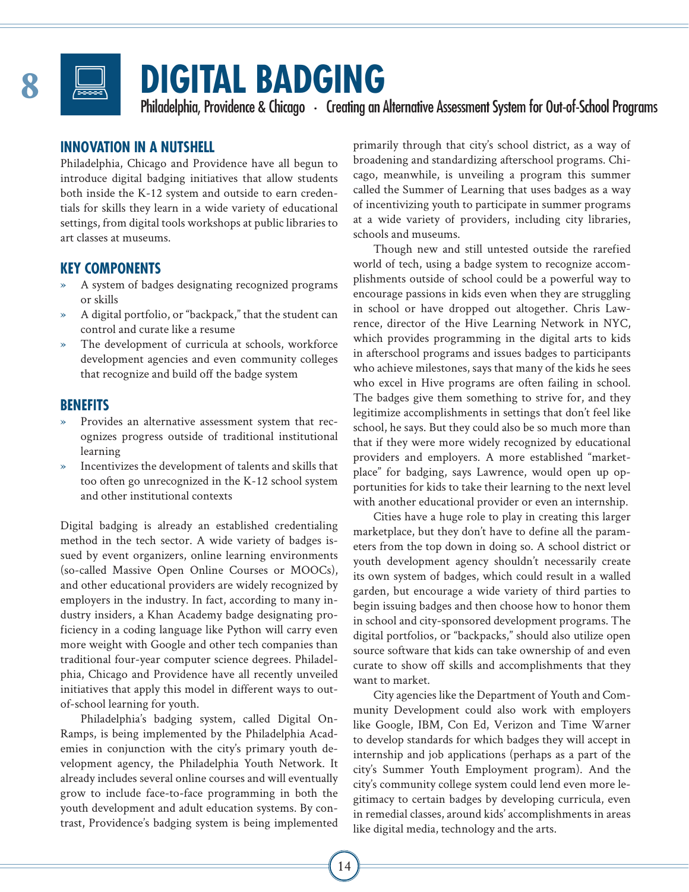# 8 DIGITAL BADGING

Philadelphia, Providence & Chicago · Creating an Alternative Assessment System for Out-of-School Programs

## INNOVATION IN A NUTSHELL

Philadelphia, Chicago and Providence have all begun to introduce digital badging initiatives that allow students both inside the K-12 system and outside to earn credentials for skills they learn in a wide variety of educational settings, from digital tools workshops at public libraries to art classes at museums.

## KEY COMPONENTS

- A system of badges designating recognized programs or skills
- A digital portfolio, or "backpack," that the student can control and curate like a resume
- The development of curricula at schools, workforce development agencies and even community colleges that recognize and build off the badge system

## BENEFITS

- Provides an alternative assessment system that recognizes progress outside of traditional institutional learning
- Incentivizes the development of talents and skills that too often go unrecognized in the K-12 school system and other institutional contexts

Digital badging is already an established credentialing method in the tech sector. A wide variety of badges issued by event organizers, online learning environments (so-called Massive Open Online Courses or MOOCs), and other educational providers are widely recognized by employers in the industry. In fact, according to many industry insiders, a Khan Academy badge designating proficiency in a coding language like Python will carry even more weight with Google and other tech companies than traditional four-year computer science degrees. Philadelphia, Chicago and Providence have all recently unveiled initiatives that apply this model in different ways to out-of-school learning for youth.

Philadelphia's badging system, called Digital On-Ramps, is being implemented by the Philadelphia Academies in conjunction with the city's primary youth development agency, the Philadelphia Youth Network. It already includes several online courses and will eventually grow to include face-to-face programming in both the youth development and adult education systems. By contrast, Providence's badging system is being implemented primarily through that city's school district, as a way of broadening and standardizing afterschool programs. Chicago, meanwhile, is unveiling a program this summer called the Summer of Learning that uses badges as a way of incentivizing youth to participate in summer programs at a wide variety of providers, including city libraries, schools and museums.

Though new and still untested outside the rarefied world of tech, using a badge system to recognize accomplishments outside of school could be a powerful way to encourage passions in kids even when they are struggling in school or have dropped out altogether. Chris Lawrence, director of the Hive Learning Network in NYC, which provides programming in the digital arts to kids in afterschool programs and issues badges to participants who achieve milestones, says that many of the kids he sees who excel in Hive programs are often failing in school. The badges give them something to strive for, and they legitimize accomplishments in settings that don't feel like school, he says. But they could also be so much more than that if they were more widely recognized by educational providers and employers. A more established "marketplace" for badging, says Lawrence, would open up opportunities for kids to take their learning to the next level with another educational provider or even an internship.

Cities have a huge role to play in creating this larger marketplace, but they don't have to define all the parameters from the top down in doing so. A school district or youth development agency shouldn't necessarily create its own system of badges, which could result in a walled garden, but encourage a wide variety of third parties to begin issuing badges and then choose how to honor them in school and city-sponsored development programs. The digital portfolios, or "backpacks," should also utilize open source software that kids can take ownership of and even curate to show off skills and accomplishments that they want to market.

City agencies like the Department of Youth and Community Development could also work with employers like Google, IBM, Con Ed, Verizon and Time Warner to develop standards for which badges they will accept in internship and job applications (perhaps as a part of the city's Summer Youth Employment program). And the city's community college system could lend even more legitimacy to certain badges by developing curricula, even in remedial classes, around kids' accomplishments in areas like digital media, technology and the arts.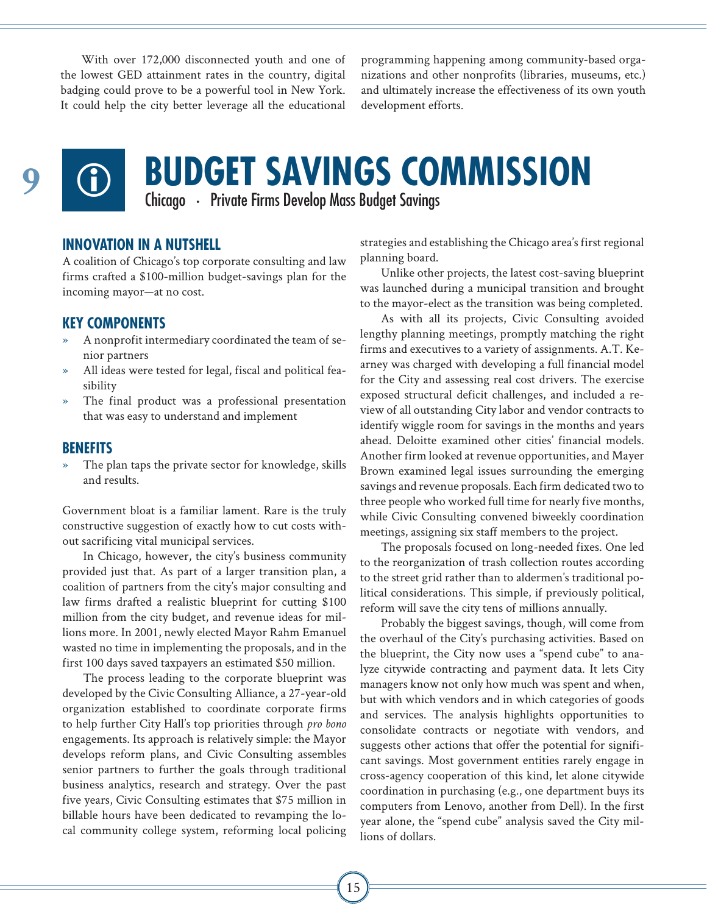With over 172,000 disconnected youth and one of the lowest GED attainment rates in the country, digital badging could prove to be a powerful tool in New York. It could help the city better leverage all the educational programming happening among community-based organizations and other nonprofits (libraries, museums, etc.) and ultimately increase the effectiveness of its own youth development efforts.

# 9 BUDGET SAVINGS COMMISSION

Chicago · Private Firms Develop Mass Budget Savings

### INNOVATION IN A NUTSHELL

A coalition of Chicago's top corporate consulting and law firms crafted a $100-million budget-savings plan for the incoming mayor—at no cost.

### KEY COMPONENTS

- A nonprofit intermediary coordinated the team of senior partners
- All ideas were tested for legal, fiscal and political feasibility
- The final product was a professional presentation that was easy to understand and implement

### BENEFITS

- The plan taps the private sector for knowledge, skills and results.

Government bloat is a familiar lament. Rare is the truly constructive suggestion of exactly how to cut costs without sacrificing vital municipal services.

In Chicago, however, the city's business community provided just that. As part of a larger transition plan, a coalition of partners from the city's major consulting and law firms drafted a realistic blueprint for cutting $100 million from the city budget, and revenue ideas for millions more. In 2001, newly elected Mayor Rahm Emanuel wasted no time in implementing the proposals, and in the first 100 days saved taxpayers an estimated $50 million.

The process leading to the corporate blueprint was developed by the Civic Consulting Alliance, a 27-year-old organization established to coordinate corporate firms to help further City Hall's top priorities through *pro bono* engagements. Its approach is relatively simple: the Mayor develops reform plans, and Civic Consulting assembles senior partners to further the goals through traditional business analytics, research and strategy. Over the past five years, Civic Consulting estimates that $75 million in billable hours have been dedicated to revamping the local community college system, reforming local policing strategies and establishing the Chicago area's first regional planning board.

Unlike other projects, the latest cost-saving blueprint was launched during a municipal transition and brought to the mayor-elect as the transition was being completed.

As with all its projects, Civic Consulting avoided lengthy planning meetings, promptly matching the right firms and executives to a variety of assignments. A.T. Kearney was charged with developing a full financial model for the City and assessing real cost drivers. The exercise exposed structural deficit challenges, and included a review of all outstanding City labor and vendor contracts to identify wiggle room for savings in the months and years ahead. Deloitte examined other cities' financial models. Another firm looked at revenue opportunities, and Mayer Brown examined legal issues surrounding the emerging savings and revenue proposals. Each firm dedicated two to three people who worked full time for nearly five months, while Civic Consulting convened biweekly coordination meetings, assigning six staff members to the project.

The proposals focused on long-needed fixes. One led to the reorganization of trash collection routes according to the street grid rather than to aldermen's traditional political considerations. This simple, if previously political, reform will save the city tens of millions annually.

Probably the biggest savings, though, will come from the overhaul of the City's purchasing activities. Based on the blueprint, the City now uses a "spend cube" to analyze citywide contracting and payment data. It lets City managers know not only how much was spent and when, but with which vendors and in which categories of goods and services. The analysis highlights opportunities to consolidate contracts or negotiate with vendors, and suggests other actions that offer the potential for significant savings. Most government entities rarely engage in cross-agency cooperation of this kind, let alone citywide coordination in purchasing (e.g., one department buys its computers from Lenovo, another from Dell). In the first year alone, the "spend cube" analysis saved the City millions of dollars.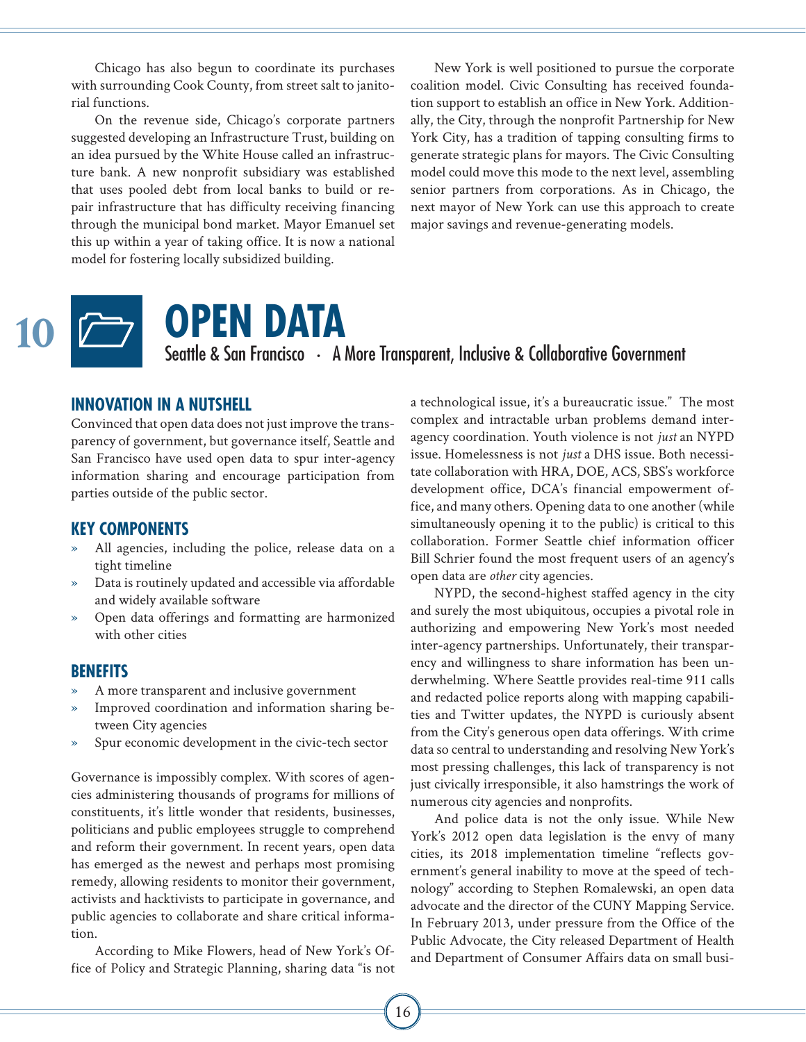Chicago has also begun to coordinate its purchases with surrounding Cook County, from street salt to janitorial functions.

On the revenue side, Chicago's corporate partners suggested developing an Infrastructure Trust, building on an idea pursued by the White House called an infrastructure bank. A new nonprofit subsidiary was established that uses pooled debt from local banks to build or repair infrastructure that has difficulty receiving financing through the municipal bond market. Mayor Emanuel set this up within a year of taking office. It is now a national model for fostering locally subsidized building.

New York is well positioned to pursue the corporate coalition model. Civic Consulting has received foundation support to establish an office in New York. Additionally, the City, through the nonprofit Partnership for New York City, has a tradition of tapping consulting firms to generate strategic plans for mayors. The Civic Consulting model could move this mode to the next level, assembling senior partners from corporations. As in Chicago, the next mayor of New York can use this approach to create major savings and revenue-generating models.

# 10 OPEN DATA

Seattle & San Francisco · A More Transparent, Inclusive & Collaborative Government

## INNOVATION IN A NUTSHELL

Convinced that open data does not just improve the transparency of government, but governance itself, Seattle and San Francisco have used open data to spur inter-agency information sharing and encourage participation from parties outside of the public sector.

## KEY COMPONENTS

- All agencies, including the police, release data on a tight timeline
- Data is routinely updated and accessible via affordable and widely available software
- Open data offerings and formatting are harmonized with other cities

## BENEFITS

- A more transparent and inclusive government
- Improved coordination and information sharing between City agencies
- Spur economic development in the civic-tech sector

Governance is impossibly complex. With scores of agencies administering thousands of programs for millions of constituents, it's little wonder that residents, businesses, politicians and public employees struggle to comprehend and reform their government. In recent years, open data has emerged as the newest and perhaps most promising remedy, allowing residents to monitor their government, activists and hacktivists to participate in governance, and public agencies to collaborate and share critical information.

According to Mike Flowers, head of New York's Office of Policy and Strategic Planning, sharing data "is not a technological issue, it's a bureaucratic issue." The most complex and intractable urban problems demand inter-agency coordination. Youth violence is not *just* an NYPD issue. Homelessness is not *just* a DHS issue. Both necessitate collaboration with HRA, DOE, ACS, SBS's workforce development office, DCA's financial empowerment office, and many others. Opening data to one another (while simultaneously opening it to the public) is critical to this collaboration. Former Seattle chief information officer Bill Schrier found the most frequent users of an agency's open data are *other* city agencies.

NYPD, the second-highest staffed agency in the city and surely the most ubiquitous, occupies a pivotal role in authorizing and empowering New York's most needed inter-agency partnerships. Unfortunately, their transparency and willingness to share information has been underwhelming. Where Seattle provides real-time 911 calls and redacted police reports along with mapping capabilities and Twitter updates, the NYPD is curiously absent from the City's generous open data offerings. With crime data so central to understanding and resolving New York's most pressing challenges, this lack of transparency is not just civically irresponsible, it also hamstrings the work of numerous city agencies and nonprofits.

And police data is not the only issue. While New York's 2012 open data legislation is the envy of many cities, its 2018 implementation timeline "reflects government's general inability to move at the speed of technology" according to Stephen Romalewski, an open data advocate and the director of the CUNY Mapping Service. In February 2013, under pressure from the Office of the Public Advocate, the City released Department of Health and Department of Consumer Affairs data on small busi-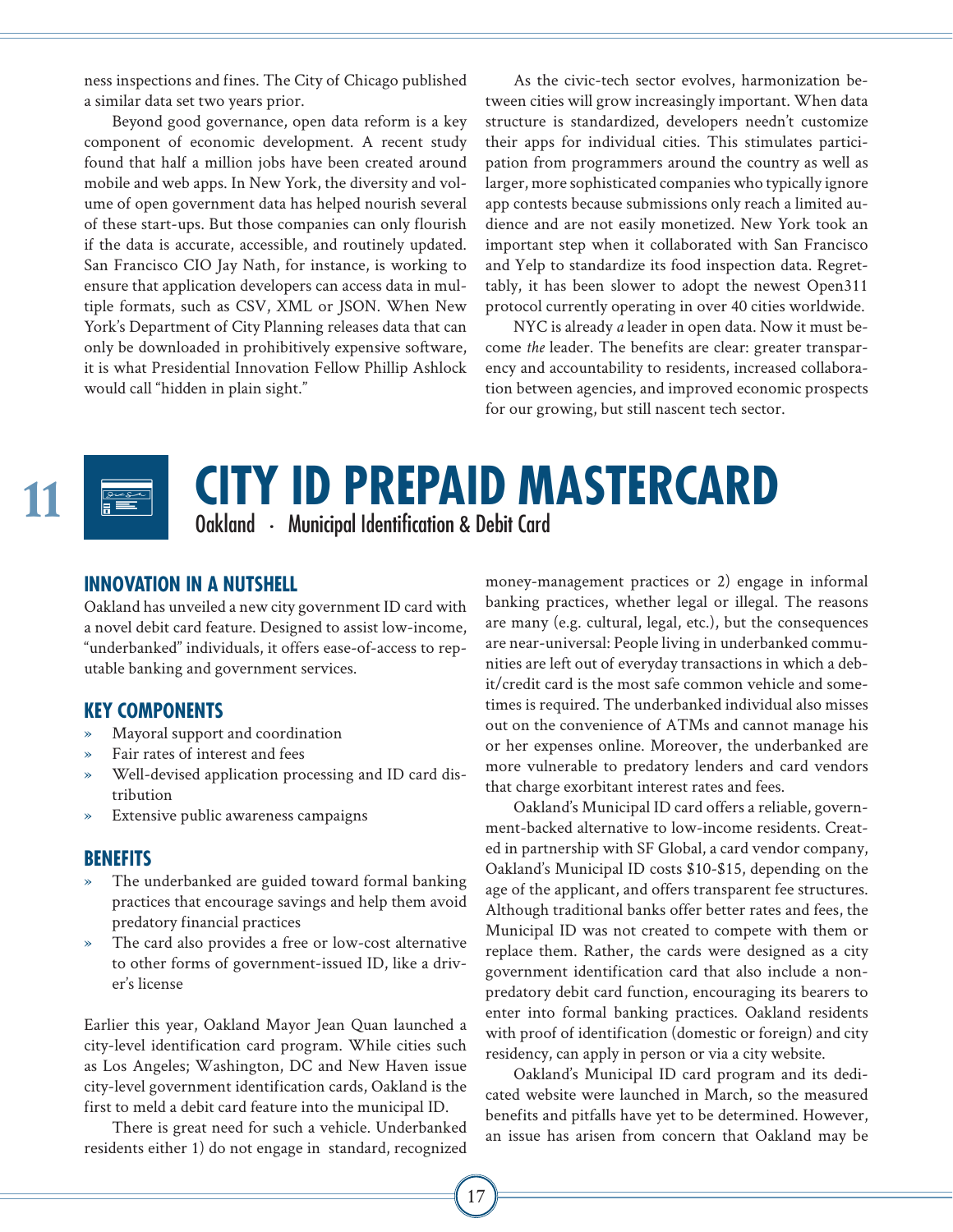ness inspections and fines. The City of Chicago published a similar data set two years prior.

Beyond good governance, open data reform is a key component of economic development. A recent study found that half a million jobs have been created around mobile and web apps. In New York, the diversity and volume of open government data has helped nourish several of these start-ups. But those companies can only flourish if the data is accurate, accessible, and routinely updated. San Francisco CIO Jay Nath, for instance, is working to ensure that application developers can access data in multiple formats, such as CSV, XML or JSON. When New York's Department of City Planning releases data that can only be downloaded in prohibitively expensive software, it is what Presidential Innovation Fellow Phillip Ashlock would call "hidden in plain sight."

As the civic-tech sector evolves, harmonization between cities will grow increasingly important. When data structure is standardized, developers needn't customize their apps for individual cities. This stimulates participation from programmers around the country as well as larger, more sophisticated companies who typically ignore app contests because submissions only reach a limited audience and are not easily monetized. New York took an important step when it collaborated with San Francisco and Yelp to standardize its food inspection data. Regrettably, it has been slower to adopt the newest Open311 protocol currently operating in over 40 cities worldwide.

NYC is already *a* leader in open data. Now it must become *the* leader. The benefits are clear: greater transparency and accountability to residents, increased collaboration between agencies, and improved economic prospects for our growing, but still nascent tech sector.

# 11 CITY ID PREPAID MASTERCARD

Oakland · Municipal Identification & Debit Card

### INNOVATION IN A NUTSHELL

Oakland has unveiled a new city government ID card with a novel debit card feature. Designed to assist low-income, "underbanked" individuals, it offers ease-of-access to reputable banking and government services.

### KEY COMPONENTS

- Mayoral support and coordination
- Fair rates of interest and fees
- Well-devised application processing and ID card distribution
- Extensive public awareness campaigns

### BENEFITS

- The underbanked are guided toward formal banking practices that encourage savings and help them avoid predatory financial practices
- The card also provides a free or low-cost alternative to other forms of government-issued ID, like a driver's license

Earlier this year, Oakland Mayor Jean Quan launched a city-level identification card program. While cities such as Los Angeles; Washington, DC and New Haven issue city-level government identification cards, Oakland is the first to meld a debit card feature into the municipal ID.

There is great need for such a vehicle. Underbanked residents either 1) do not engage in standard, recognized money-management practices or 2) engage in informal banking practices, whether legal or illegal. The reasons are many (e.g. cultural, legal, etc.), but the consequences are near-universal: People living in underbanked communities are left out of everyday transactions in which a debit/credit card is the most safe common vehicle and sometimes is required. The underbanked individual also misses out on the convenience of ATMs and cannot manage his or her expenses online. Moreover, the underbanked are more vulnerable to predatory lenders and card vendors that charge exorbitant interest rates and fees.

Oakland's Municipal ID card offers a reliable, government-backed alternative to low-income residents. Created in partnership with SF Global, a card vendor company, Oakland's Municipal ID costs $10-$15, depending on the age of the applicant, and offers transparent fee structures. Although traditional banks offer better rates and fees, the Municipal ID was not created to compete with them or replace them. Rather, the cards were designed as a city government identification card that also include a non-predatory debit card function, encouraging its bearers to enter into formal banking practices. Oakland residents with proof of identification (domestic or foreign) and city residency, can apply in person or via a city website.

Oakland's Municipal ID card program and its dedicated website were launched in March, so the measured benefits and pitfalls have yet to be determined. However, an issue has arisen from concern that Oakland may be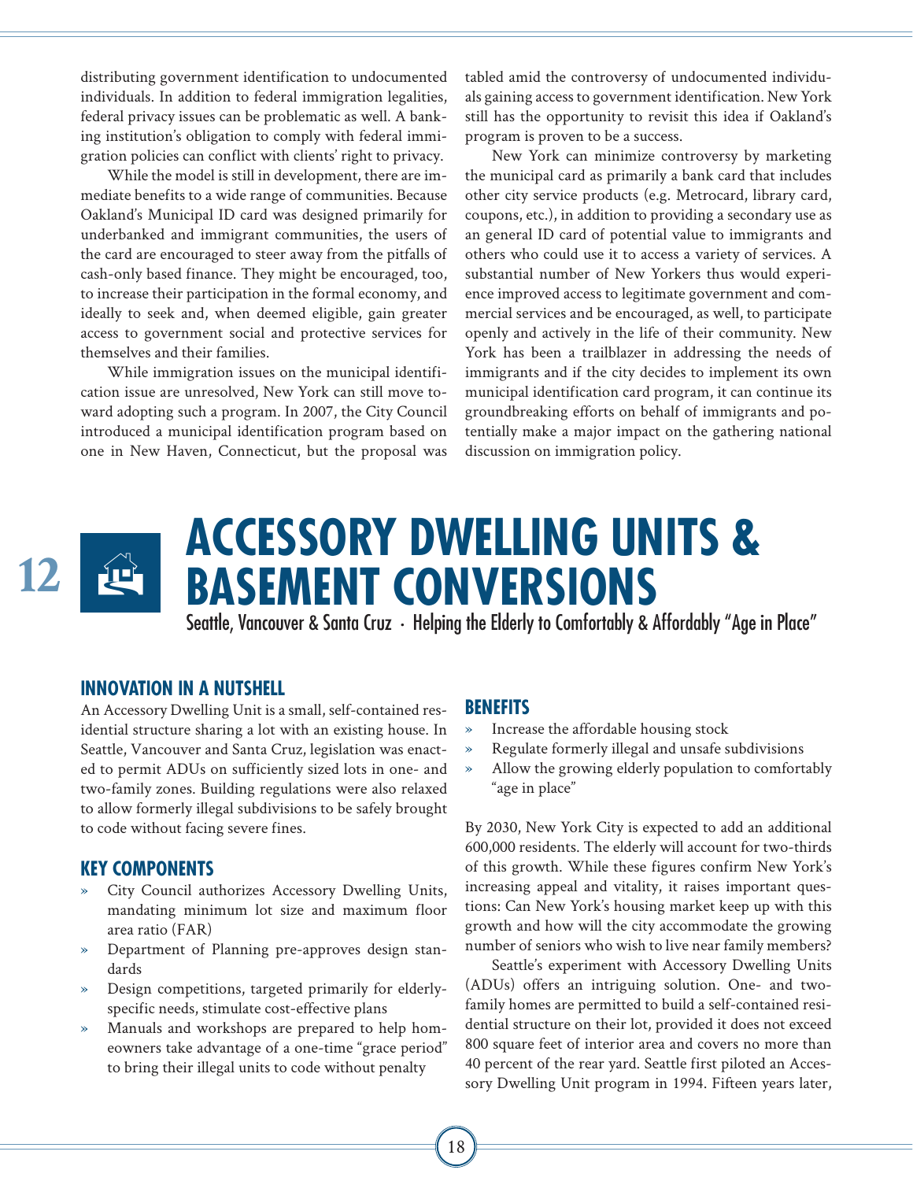distributing government identification to undocumented individuals. In addition to federal immigration legalities, federal privacy issues can be problematic as well. A banking institution's obligation to comply with federal immigration policies can conflict with clients' right to privacy.

While the model is still in development, there are immediate benefits to a wide range of communities. Because Oakland's Municipal ID card was designed primarily for underbanked and immigrant communities, the users of the card are encouraged to steer away from the pitfalls of cash-only based finance. They might be encouraged, too, to increase their participation in the formal economy, and ideally to seek and, when deemed eligible, gain greater access to government social and protective services for themselves and their families.

While immigration issues on the municipal identification issue are unresolved, New York can still move toward adopting such a program. In 2007, the City Council introduced a municipal identification program based on one in New Haven, Connecticut, but the proposal was tabled amid the controversy of undocumented individuals gaining access to government identification. New York still has the opportunity to revisit this idea if Oakland's program is proven to be a success.

New York can minimize controversy by marketing the municipal card as primarily a bank card that includes other city service products (e.g. Metrocard, library card, coupons, etc.), in addition to providing a secondary use as an general ID card of potential value to immigrants and others who could use it to access a variety of services. A substantial number of New Yorkers thus would experience improved access to legitimate government and commercial services and be encouraged, as well, to participate openly and actively in the life of their community. New York has been a trailblazer in addressing the needs of immigrants and if the city decides to implement its own municipal identification card program, it can continue its groundbreaking efforts on behalf of immigrants and potentially make a major impact on the gathering national discussion on immigration policy.

# 12 ACCESSORY DWELLING UNITS & BASEMENT CONVERSIONS

Seattle, Vancouver & Santa Cruz · Helping the Elderly to Comfortably & Affordably "Age in Place"

## INNOVATION IN A NUTSHELL

An Accessory Dwelling Unit is a small, self-contained residential structure sharing a lot with an existing house. In Seattle, Vancouver and Santa Cruz, legislation was enacted to permit ADUs on sufficiently sized lots in one- and two-family zones. Building regulations were also relaxed to allow formerly illegal subdivisions to be safely brought to code without facing severe fines.

## KEY COMPONENTS

- City Council authorizes Accessory Dwelling Units, mandating minimum lot size and maximum floor area ratio (FAR)
- Department of Planning pre-approves design standards
- Design competitions, targeted primarily for elderly-specific needs, stimulate cost-effective plans
- Manuals and workshops are prepared to help homeowners take advantage of a one-time "grace period" to bring their illegal units to code without penalty

## BENEFITS

- Increase the affordable housing stock
- Regulate formerly illegal and unsafe subdivisions
- Allow the growing elderly population to comfortably "age in place"

By 2030, New York City is expected to add an additional 600,000 residents. The elderly will account for two-thirds of this growth. While these figures confirm New York's increasing appeal and vitality, it raises important questions: Can New York's housing market keep up with this growth and how will the city accommodate the growing number of seniors who wish to live near family members?

Seattle's experiment with Accessory Dwelling Units (ADUs) offers an intriguing solution. One- and two-family homes are permitted to build a self-contained residential structure on their lot, provided it does not exceed 800 square feet of interior area and covers no more than 40 percent of the rear yard. Seattle first piloted an Accessory Dwelling Unit program in 1994. Fifteen years later,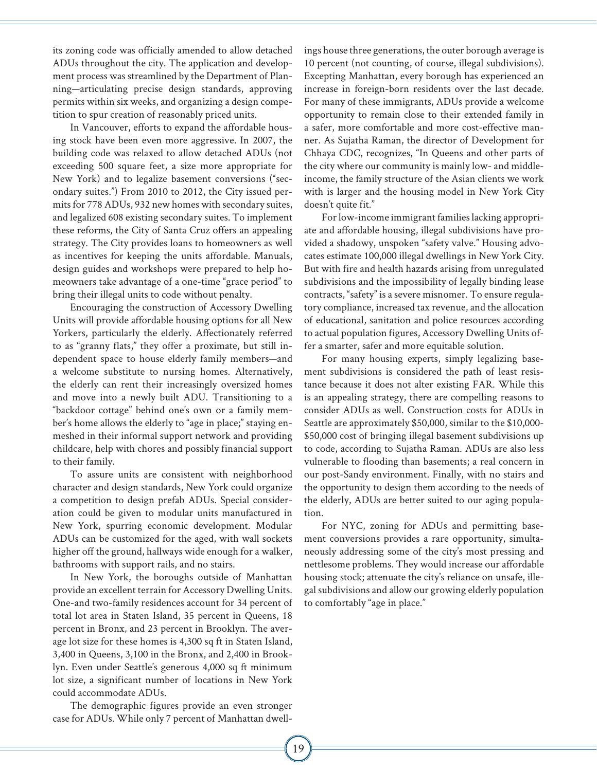its zoning code was officially amended to allow detached ADUs throughout the city. The application and development process was streamlined by the Department of Planning—articulating precise design standards, approving permits within six weeks, and organizing a design competition to spur creation of reasonably priced units.

In Vancouver, efforts to expand the affordable housing stock have been even more aggressive. In 2007, the building code was relaxed to allow detached ADUs (not exceeding 500 square feet, a size more appropriate for New York) and to legalize basement conversions ("secondary suites.") From 2010 to 2012, the City issued permits for 778 ADUs, 932 new homes with secondary suites, and legalized 608 existing secondary suites. To implement these reforms, the City of Santa Cruz offers an appealing strategy. The City provides loans to homeowners as well as incentives for keeping the units affordable. Manuals, design guides and workshops were prepared to help homeowners take advantage of a one-time "grace period" to bring their illegal units to code without penalty.

Encouraging the construction of Accessory Dwelling Units will provide affordable housing options for all New Yorkers, particularly the elderly. Affectionately referred to as "granny flats," they offer a proximate, but still independent space to house elderly family members—and a welcome substitute to nursing homes. Alternatively, the elderly can rent their increasingly oversized homes and move into a newly built ADU. Transitioning to a "backdoor cottage" behind one's own or a family member's home allows the elderly to "age in place;" staying enmeshed in their informal support network and providing childcare, help with chores and possibly financial support to their family.

To assure units are consistent with neighborhood character and design standards, New York could organize a competition to design prefab ADUs. Special consideration could be given to modular units manufactured in New York, spurring economic development. Modular ADUs can be customized for the aged, with wall sockets higher off the ground, hallways wide enough for a walker, bathrooms with support rails, and no stairs.

In New York, the boroughs outside of Manhattan provide an excellent terrain for Accessory Dwelling Units. One-and two-family residences account for 34 percent of total lot area in Staten Island, 35 percent in Queens, 18 percent in Bronx, and 23 percent in Brooklyn. The average lot size for these homes is 4,300 sq ft in Staten Island, 3,400 in Queens, 3,100 in the Bronx, and 2,400 in Brooklyn. Even under Seattle's generous 4,000 sq ft minimum lot size, a significant number of locations in New York could accommodate ADUs.

The demographic figures provide an even stronger case for ADUs. While only 7 percent of Manhattan dwellings house three generations, the outer borough average is 10 percent (not counting, of course, illegal subdivisions). Excepting Manhattan, every borough has experienced an increase in foreign-born residents over the last decade. For many of these immigrants, ADUs provide a welcome opportunity to remain close to their extended family in a safer, more comfortable and more cost-effective manner. As Sujatha Raman, the director of Development for Chhaya CDC, recognizes, "In Queens and other parts of the city where our community is mainly low- and middle-income, the family structure of the Asian clients we work with is larger and the housing model in New York City doesn't quite fit."

For low-income immigrant families lacking appropriate and affordable housing, illegal subdivisions have provided a shadowy, unspoken "safety valve." Housing advocates estimate 100,000 illegal dwellings in New York City. But with fire and health hazards arising from unregulated subdivisions and the impossibility of legally binding lease contracts, "safety" is a severe misnomer. To ensure regulatory compliance, increased tax revenue, and the allocation of educational, sanitation and police resources according to actual population figures, Accessory Dwelling Units offer a smarter, safer and more equitable solution.

For many housing experts, simply legalizing basement subdivisions is considered the path of least resistance because it does not alter existing FAR. While this is an appealing strategy, there are compelling reasons to consider ADUs as well. Construction costs for ADUs in Seattle are approximately $50,000, similar to the $10,000-$50,000 cost of bringing illegal basement subdivisions up to code, according to Sujatha Raman. ADUs are also less vulnerable to flooding than basements; a real concern in our post-Sandy environment. Finally, with no stairs and the opportunity to design them according to the needs of the elderly, ADUs are better suited to our aging population.

For NYC, zoning for ADUs and permitting basement conversions provides a rare opportunity, simultaneously addressing some of the city's most pressing and nettlesome problems. They would increase our affordable housing stock; attenuate the city's reliance on unsafe, illegal subdivisions and allow our growing elderly population to comfortably "age in place."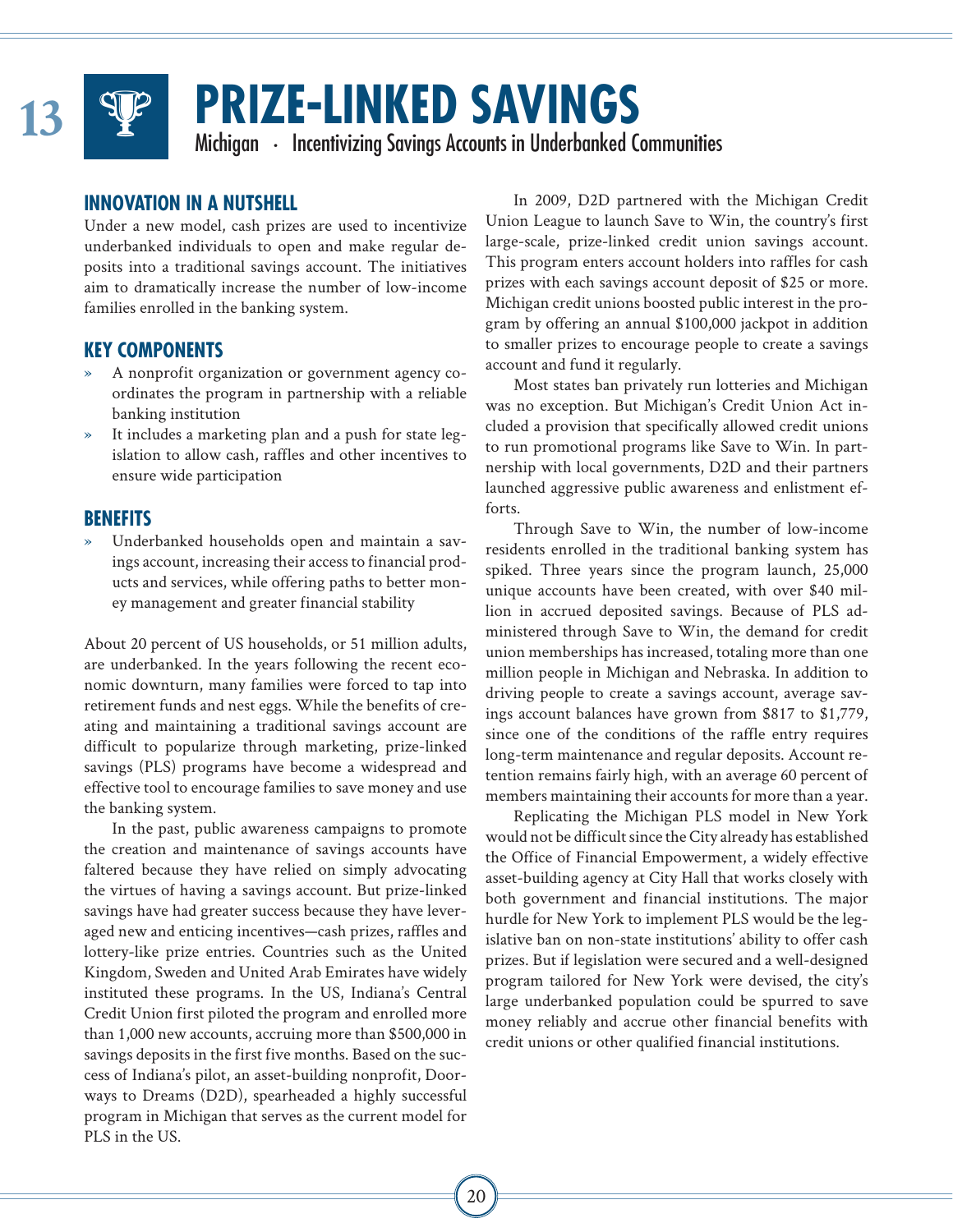# 13 PRIZE-LINKED SAVINGS

Michigan · Incentivizing Savings Accounts in Underbanked Communities

## INNOVATION IN A NUTSHELL

Under a new model, cash prizes are used to incentivize underbanked individuals to open and make regular deposits into a traditional savings account. The initiatives aim to dramatically increase the number of low-income families enrolled in the banking system.

## KEY COMPONENTS

- A nonprofit organization or government agency coordinates the program in partnership with a reliable banking institution
- It includes a marketing plan and a push for state legislation to allow cash, raffles and other incentives to ensure wide participation

## BENEFITS

- Underbanked households open and maintain a savings account, increasing their access to financial products and services, while offering paths to better money management and greater financial stability

About 20 percent of US households, or 51 million adults, are underbanked. In the years following the recent economic downturn, many families were forced to tap into retirement funds and nest eggs. While the benefits of creating and maintaining a traditional savings account are difficult to popularize through marketing, prize-linked savings (PLS) programs have become a widespread and effective tool to encourage families to save money and use the banking system.

In the past, public awareness campaigns to promote the creation and maintenance of savings accounts have faltered because they have relied on simply advocating the virtues of having a savings account. But prize-linked savings have had greater success because they have leveraged new and enticing incentives—cash prizes, raffles and lottery-like prize entries. Countries such as the United Kingdom, Sweden and United Arab Emirates have widely instituted these programs. In the US, Indiana's Central Credit Union first piloted the program and enrolled more than 1,000 new accounts, accruing more than $500,000 in savings deposits in the first five months. Based on the success of Indiana's pilot, an asset-building nonprofit, Doorways to Dreams (D2D), spearheaded a highly successful program in Michigan that serves as the current model for PLS in the US.

In 2009, D2D partnered with the Michigan Credit Union League to launch Save to Win, the country's first large-scale, prize-linked credit union savings account. This program enters account holders into raffles for cash prizes with each savings account deposit of $25 or more. Michigan credit unions boosted public interest in the program by offering an annual $100,000 jackpot in addition to smaller prizes to encourage people to create a savings account and fund it regularly.

Most states ban privately run lotteries and Michigan was no exception. But Michigan's Credit Union Act included a provision that specifically allowed credit unions to run promotional programs like Save to Win. In partnership with local governments, D2D and their partners launched aggressive public awareness and enlistment efforts.

Through Save to Win, the number of low-income residents enrolled in the traditional banking system has spiked. Three years since the program launch, 25,000 unique accounts have been created, with over $40 million in accrued deposited savings. Because of PLS administered through Save to Win, the demand for credit union memberships has increased, totaling more than one million people in Michigan and Nebraska. In addition to driving people to create a savings account, average savings account balances have grown from $817 to $1,779, since one of the conditions of the raffle entry requires long-term maintenance and regular deposits. Account retention remains fairly high, with an average 60 percent of members maintaining their accounts for more than a year.

Replicating the Michigan PLS model in New York would not be difficult since the City already has established the Office of Financial Empowerment, a widely effective asset-building agency at City Hall that works closely with both government and financial institutions. The major hurdle for New York to implement PLS would be the legislative ban on non-state institutions' ability to offer cash prizes. But if legislation were secured and a well-designed program tailored for New York were devised, the city's large underbanked population could be spurred to save money reliably and accrue other financial benefits with credit unions or other qualified financial institutions.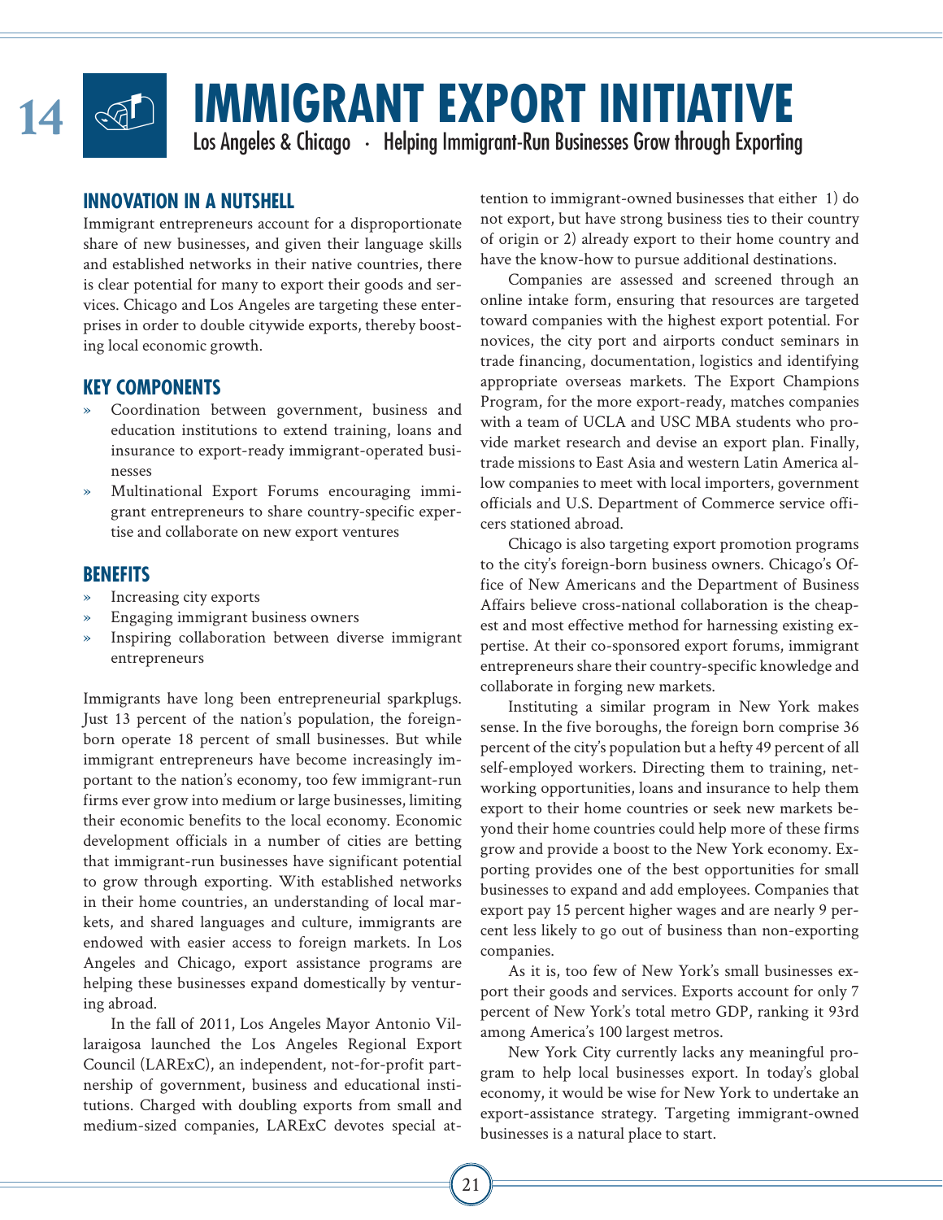# 14 IMMIGRANT EXPORT INITIATIVE

Los Angeles & Chicago · Helping Immigrant-Run Businesses Grow through Exporting

## INNOVATION IN A NUTSHELL

Immigrant entrepreneurs account for a disproportionate share of new businesses, and given their language skills and established networks in their native countries, there is clear potential for many to export their goods and services. Chicago and Los Angeles are targeting these enterprises in order to double citywide exports, thereby boosting local economic growth.

## KEY COMPONENTS

- Coordination between government, business and education institutions to extend training, loans and insurance to export-ready immigrant-operated businesses
- Multinational Export Forums encouraging immigrant entrepreneurs to share country-specific expertise and collaborate on new export ventures

## BENEFITS

- Increasing city exports
- Engaging immigrant business owners
- Inspiring collaboration between diverse immigrant entrepreneurs

Immigrants have long been entrepreneurial sparkplugs. Just 13 percent of the nation's population, the foreign-born operate 18 percent of small businesses. But while immigrant entrepreneurs have become increasingly important to the nation's economy, too few immigrant-run firms ever grow into medium or large businesses, limiting their economic benefits to the local economy. Economic development officials in a number of cities are betting that immigrant-run businesses have significant potential to grow through exporting. With established networks in their home countries, an understanding of local markets, and shared languages and culture, immigrants are endowed with easier access to foreign markets. In Los Angeles and Chicago, export assistance programs are helping these businesses expand domestically by venturing abroad.

In the fall of 2011, Los Angeles Mayor Antonio Villaraigosa launched the Los Angeles Regional Export Council (LARExC), an independent, not-for-profit partnership of government, business and educational institutions. Charged with doubling exports from small and medium-sized companies, LARExC devotes special attention to immigrant-owned businesses that either 1) do not export, but have strong business ties to their country of origin or 2) already export to their home country and have the know-how to pursue additional destinations.

Companies are assessed and screened through an online intake form, ensuring that resources are targeted toward companies with the highest export potential. For novices, the city port and airports conduct seminars in trade financing, documentation, logistics and identifying appropriate overseas markets. The Export Champions Program, for the more export-ready, matches companies with a team of UCLA and USC MBA students who provide market research and devise an export plan. Finally, trade missions to East Asia and western Latin America allow companies to meet with local importers, government officials and U.S. Department of Commerce service officers stationed abroad.

Chicago is also targeting export promotion programs to the city's foreign-born business owners. Chicago's Office of New Americans and the Department of Business Affairs believe cross-national collaboration is the cheapest and most effective method for harnessing existing expertise. At their co-sponsored export forums, immigrant entrepreneurs share their country-specific knowledge and collaborate in forging new markets.

Instituting a similar program in New York makes sense. In the five boroughs, the foreign born comprise 36 percent of the city's population but a hefty 49 percent of all self-employed workers. Directing them to training, networking opportunities, loans and insurance to help them export to their home countries or seek new markets beyond their home countries could help more of these firms grow and provide a boost to the New York economy. Exporting provides one of the best opportunities for small businesses to expand and add employees. Companies that export pay 15 percent higher wages and are nearly 9 percent less likely to go out of business than non-exporting companies.

As it is, too few of New York's small businesses export their goods and services. Exports account for only 7 percent of New York's total metro GDP, ranking it 93rd among America's 100 largest metros.

New York City currently lacks any meaningful program to help local businesses export. In today's global economy, it would be wise for New York to undertake an export-assistance strategy. Targeting immigrant-owned businesses is a natural place to start.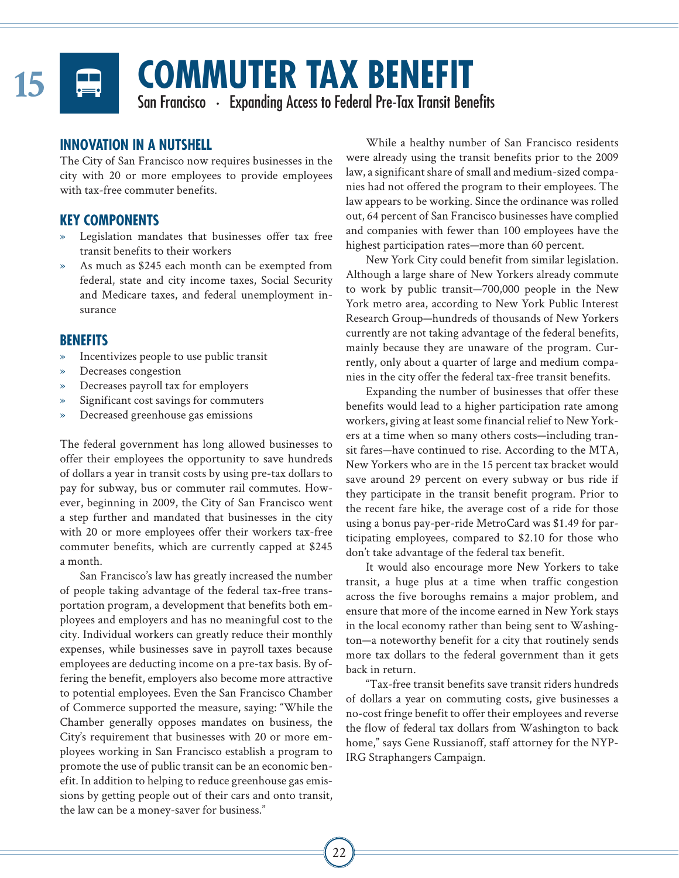# 15 COMMUTER TAX BENEFIT

San Francisco · Expanding Access to Federal Pre-Tax Transit Benefits

## INNOVATION IN A NUTSHELL

The City of San Francisco now requires businesses in the city with 20 or more employees to provide employees with tax-free commuter benefits.

## KEY COMPONENTS

- Legislation mandates that businesses offer tax free transit benefits to their workers
- As much as $245 each month can be exempted from federal, state and city income taxes, Social Security and Medicare taxes, and federal unemployment insurance

## BENEFITS

- Incentivizes people to use public transit
- Decreases congestion
- Decreases payroll tax for employers
- Significant cost savings for commuters
- Decreased greenhouse gas emissions

The federal government has long allowed businesses to offer their employees the opportunity to save hundreds of dollars a year in transit costs by using pre-tax dollars to pay for subway, bus or commuter rail commutes. However, beginning in 2009, the City of San Francisco went a step further and mandated that businesses in the city with 20 or more employees offer their workers tax-free commuter benefits, which are currently capped at $245 a month.

San Francisco's law has greatly increased the number of people taking advantage of the federal tax-free transportation program, a development that benefits both employees and employers and has no meaningful cost to the city. Individual workers can greatly reduce their monthly expenses, while businesses save in payroll taxes because employees are deducting income on a pre-tax basis. By offering the benefit, employers also become more attractive to potential employees. Even the San Francisco Chamber of Commerce supported the measure, saying: "While the Chamber generally opposes mandates on business, the City's requirement that businesses with 20 or more employees working in San Francisco establish a program to promote the use of public transit can be an economic benefit. In addition to helping to reduce greenhouse gas emissions by getting people out of their cars and onto transit, the law can be a money-saver for business."

While a healthy number of San Francisco residents were already using the transit benefits prior to the 2009 law, a significant share of small and medium-sized companies had not offered the program to their employees. The law appears to be working. Since the ordinance was rolled out, 64 percent of San Francisco businesses have complied and companies with fewer than 100 employees have the highest participation rates—more than 60 percent.

New York City could benefit from similar legislation. Although a large share of New Yorkers already commute to work by public transit—700,000 people in the New York metro area, according to New York Public Interest Research Group—hundreds of thousands of New Yorkers currently are not taking advantage of the federal benefits, mainly because they are unaware of the program. Currently, only about a quarter of large and medium companies in the city offer the federal tax-free transit benefits.

Expanding the number of businesses that offer these benefits would lead to a higher participation rate among workers, giving at least some financial relief to New Yorkers at a time when so many others costs—including transit fares—have continued to rise. According to the MTA, New Yorkers who are in the 15 percent tax bracket would save around 29 percent on every subway or bus ride if they participate in the transit benefit program. Prior to the recent fare hike, the average cost of a ride for those using a bonus pay-per-ride MetroCard was $1.49 for participating employees, compared to $2.10 for those who don't take advantage of the federal tax benefit.

It would also encourage more New Yorkers to take transit, a huge plus at a time when traffic congestion across the five boroughs remains a major problem, and ensure that more of the income earned in New York stays in the local economy rather than being sent to Washington—a noteworthy benefit for a city that routinely sends more tax dollars to the federal government than it gets back in return.

"Tax-free transit benefits save transit riders hundreds of dollars a year on commuting costs, give businesses a no-cost fringe benefit to offer their employees and reverse the flow of federal tax dollars from Washington to back home," says Gene Russianoff, staff attorney for the NYPIRG Straphangers Campaign.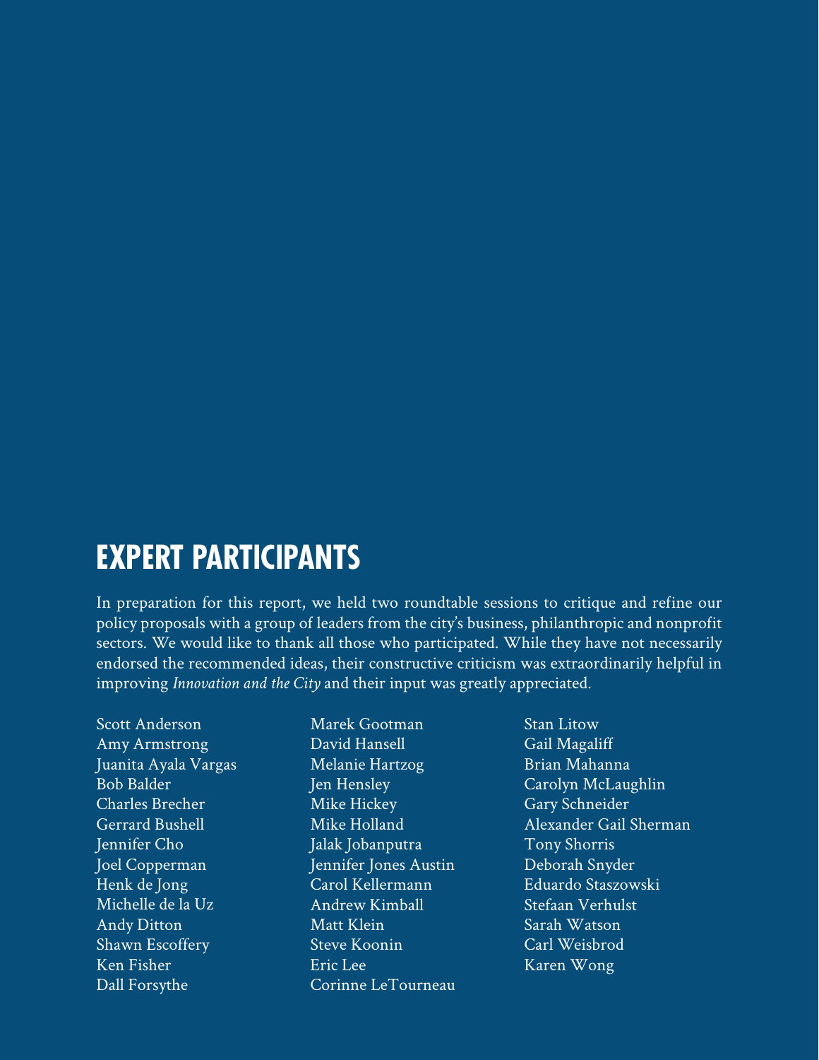# EXPERT PARTICIPANTS

In preparation for this report, we held two roundtable sessions to critique and refine our policy proposals with a group of leaders from the city's business, philanthropic and nonprofit sectors. We would like to thank all those who participated. While they have not necessarily endorsed the recommended ideas, their constructive criticism was extraordinarily helpful in improving *Innovation and the City* and their input was greatly appreciated.

Scott Anderson
Amy Armstrong
Juanita Ayala Vargas
Bob Balder
Charles Brecher
Gerrard Bushell
Jennifer Cho
Joel Copperman
Henk de Jong
Michelle de la Uz
Andy Ditton
Shawn Escoffery
Ken Fisher
Dall Forsythe
Marek Gootman
David Hansell
Melanie Hartzog
Jen Hensley
Mike Hickey
Mike Holland
Jalak Jobanputra
Jennifer Jones Austin
Carol Kellermann
Andrew Kimball
Matt Klein
Steve Koonin
Eric Lee
Corinne LeTourneau
Stan Litow
Gail Magaliff
Brian Mahanna
Carolyn McLaughlin
Gary Schneider
Alexander Gail Sherman
Tony Shorris
Deborah Snyder
Eduardo Staszowski
Stefaan Verhulst
Sarah Watson
Carl Weisbrod
Karen Wong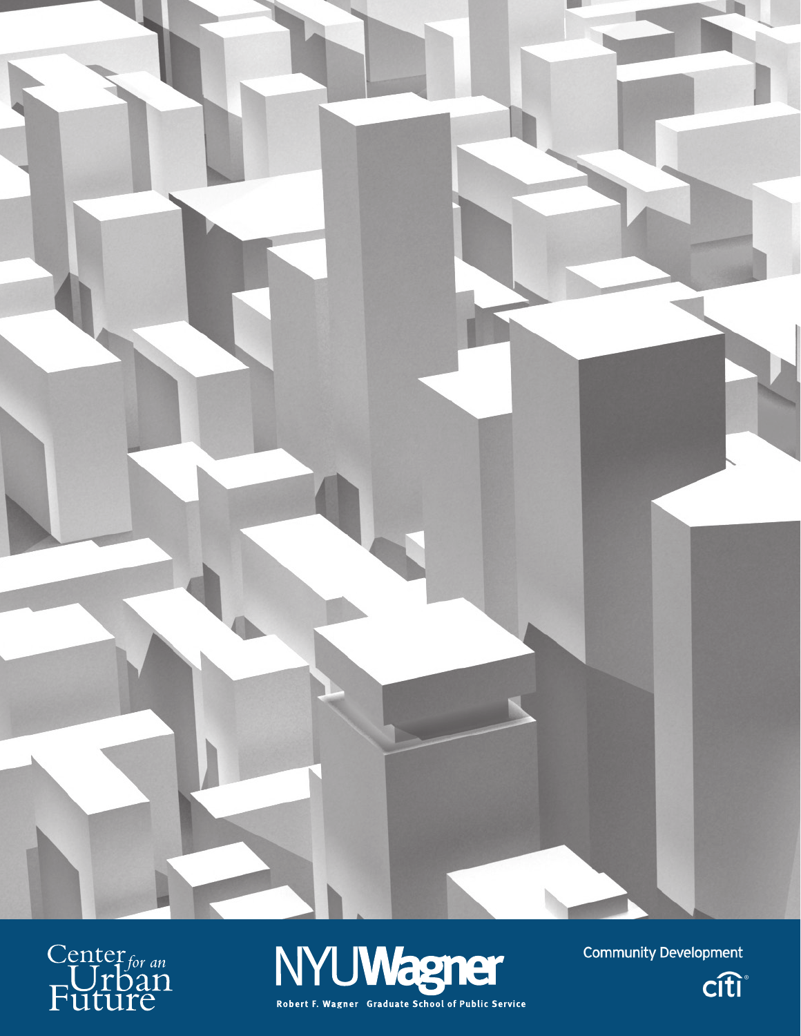Center for an Urban Future

NYU Wagner

Robert F. Wagner Graduate School of Public Service

Community Development

citi